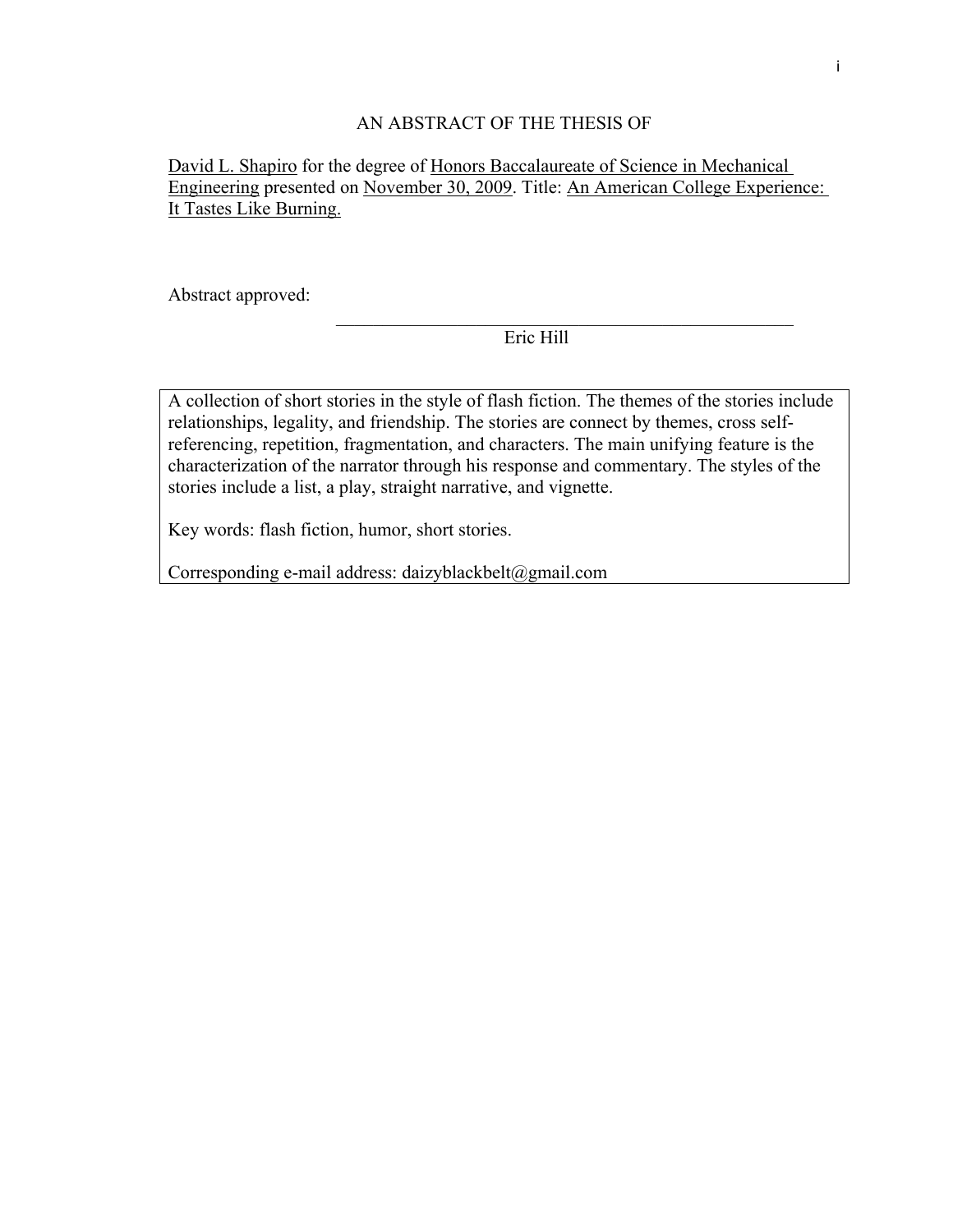# AN ABSTRACT OF THE THESIS OF

David L. Shapiro for the degree of Honors Baccalaureate of Science in Mechanical Engineering presented on November 30, 2009. Title: An American College Experience: It Tastes Like Burning.

Abstract approved:

Eric Hill

A collection of short stories in the style of flash fiction. The themes of the stories include relationships, legality, and friendship. The stories are connect by themes, cross self-referencing, repetition, fragmentation, and characters. The main unifying feature is the characterization of the narrator through his response and commentary. The styles of the stories include a list, a play, straight narrative, and vignette.

Key words: flash fiction, humor, short stories.

Corresponding e-mail address: daizyblackbelt@gmail.com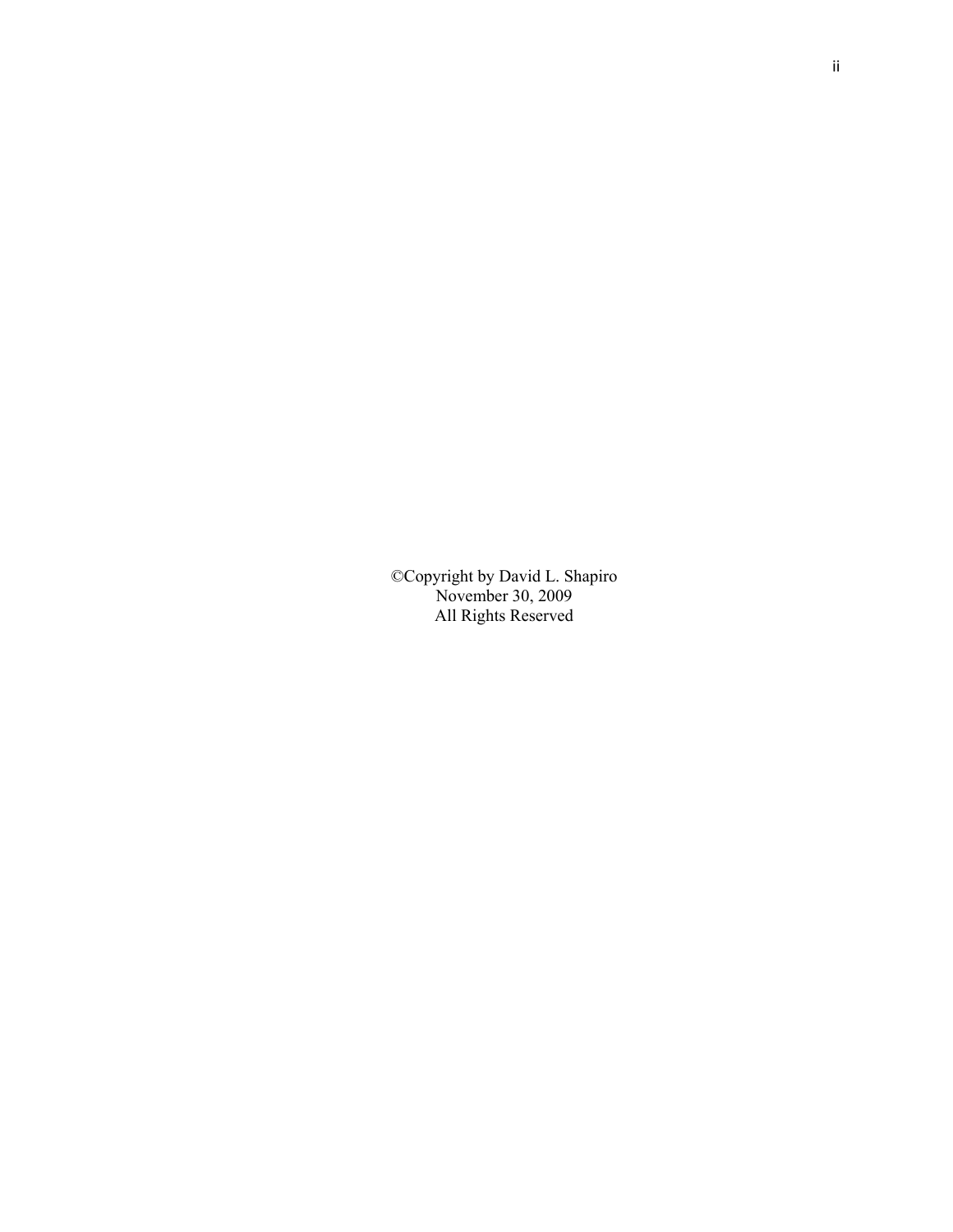©Copyright by David L. Shapiro
November 30, 2009
All Rights Reserved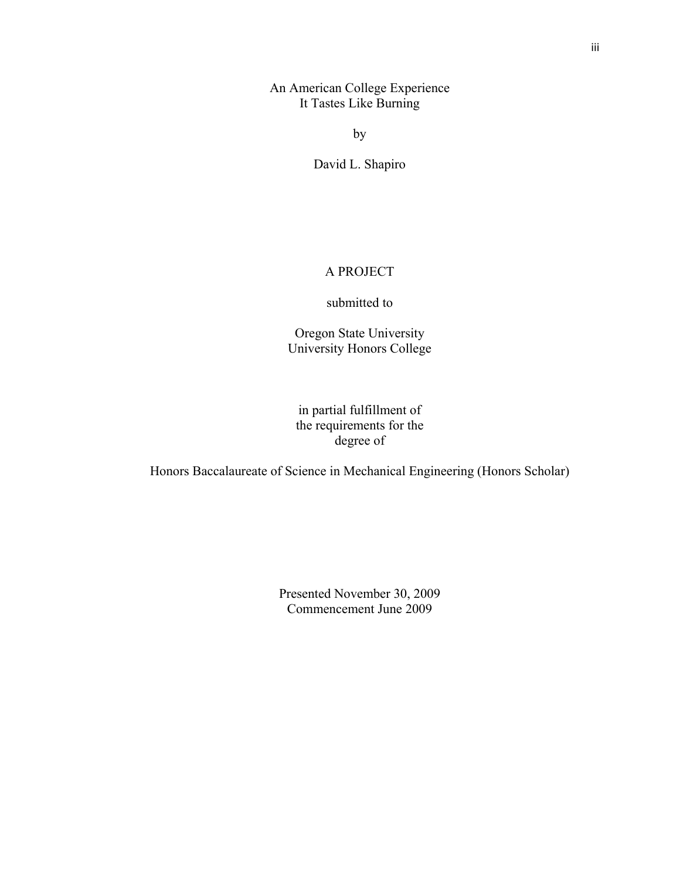An American College Experience
It Tastes Like Burning

by

David L. Shapiro

A PROJECT

submitted to

Oregon State University
University Honors College

in partial fulfillment of
the requirements for the
degree of

Honors Baccalaureate of Science in Mechanical Engineering (Honors Scholar)

Presented November 30, 2009
Commencement June 2009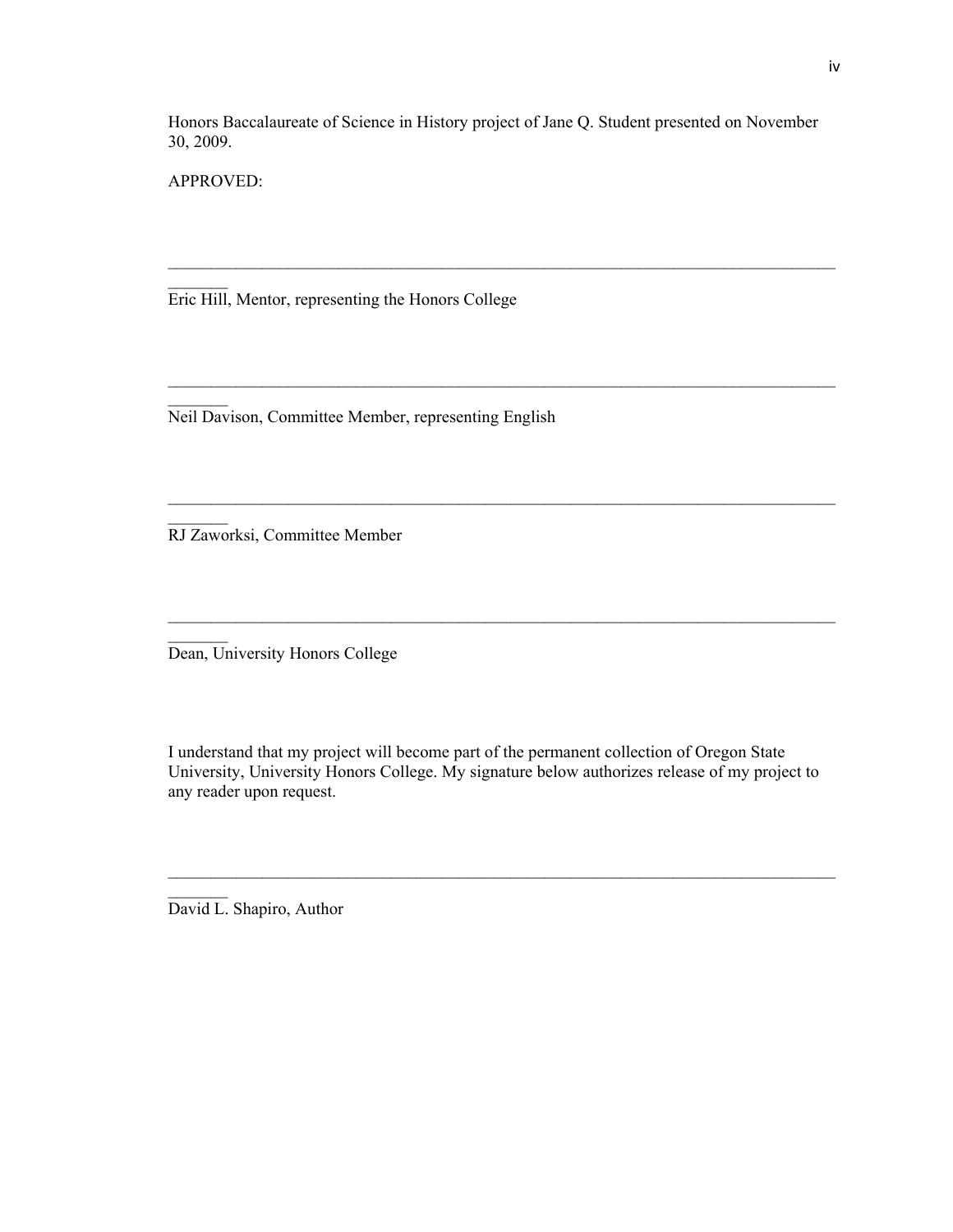Honors Baccalaureate of Science in History project of Jane Q. Student presented on November 30, 2009.

APPROVED:

________________________________________________________________________________
_______
Eric Hill, Mentor, representing the Honors College

________________________________________________________________________________
_______
Neil Davison, Committee Member, representing English

________________________________________________________________________________
_______
RJ Zaworksi, Committee Member

________________________________________________________________________________
_______
Dean, University Honors College

I understand that my project will become part of the permanent collection of Oregon State University, University Honors College. My signature below authorizes release of my project to any reader upon request.

________________________________________________________________________________
_______
David L. Shapiro, Author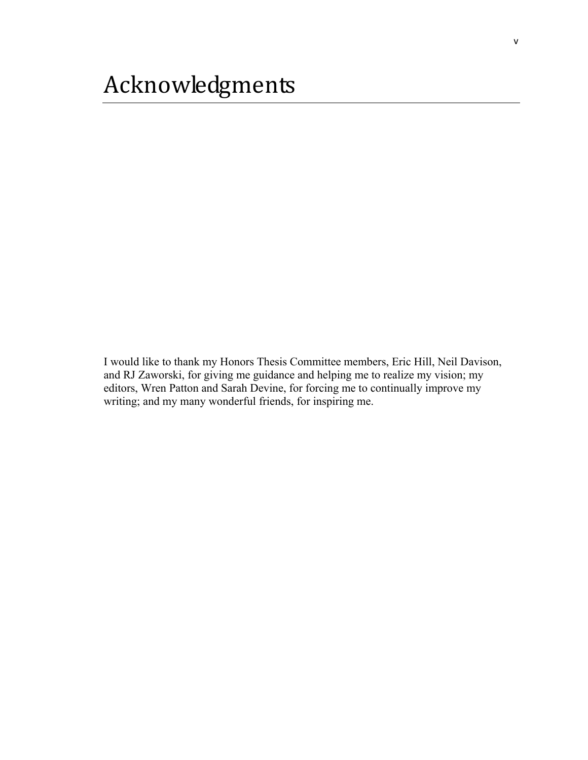# Acknowledgments

I would like to thank my Honors Thesis Committee members, Eric Hill, Neil Davison, and RJ Zaworski, for giving me guidance and helping me to realize my vision; my editors, Wren Patton and Sarah Devine, for forcing me to continually improve my writing; and my many wonderful friends, for inspiring me.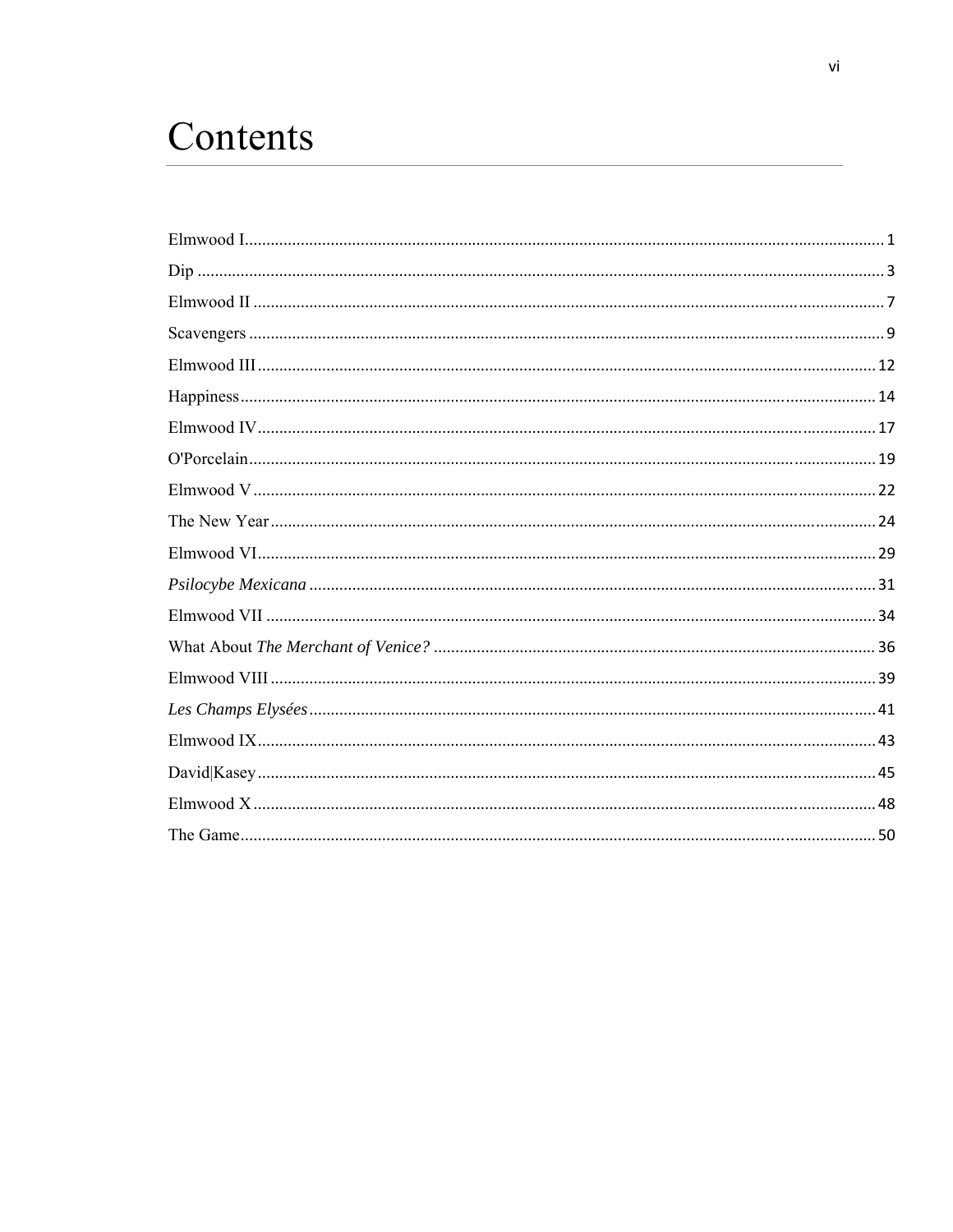# Contents

Elmwood I .......... 1
Dip .......... 3
Elmwood II .......... 7
Scavengers .......... 9
Elmwood III .......... 12
Happiness .......... 14
Elmwood IV .......... 17
O'Porcelain .......... 19
Elmwood V .......... 22
The New Year .......... 24
Elmwood VI .......... 29
*Psilocybe Mexicana* .......... 31
Elmwood VII .......... 34
What About *The Merchant of Venice?* .......... 36
Elmwood VIII .......... 39
*Les Champs Elysées* .......... 41
Elmwood IX .......... 43
David|Kasey .......... 45
Elmwood X .......... 48
The Game .......... 50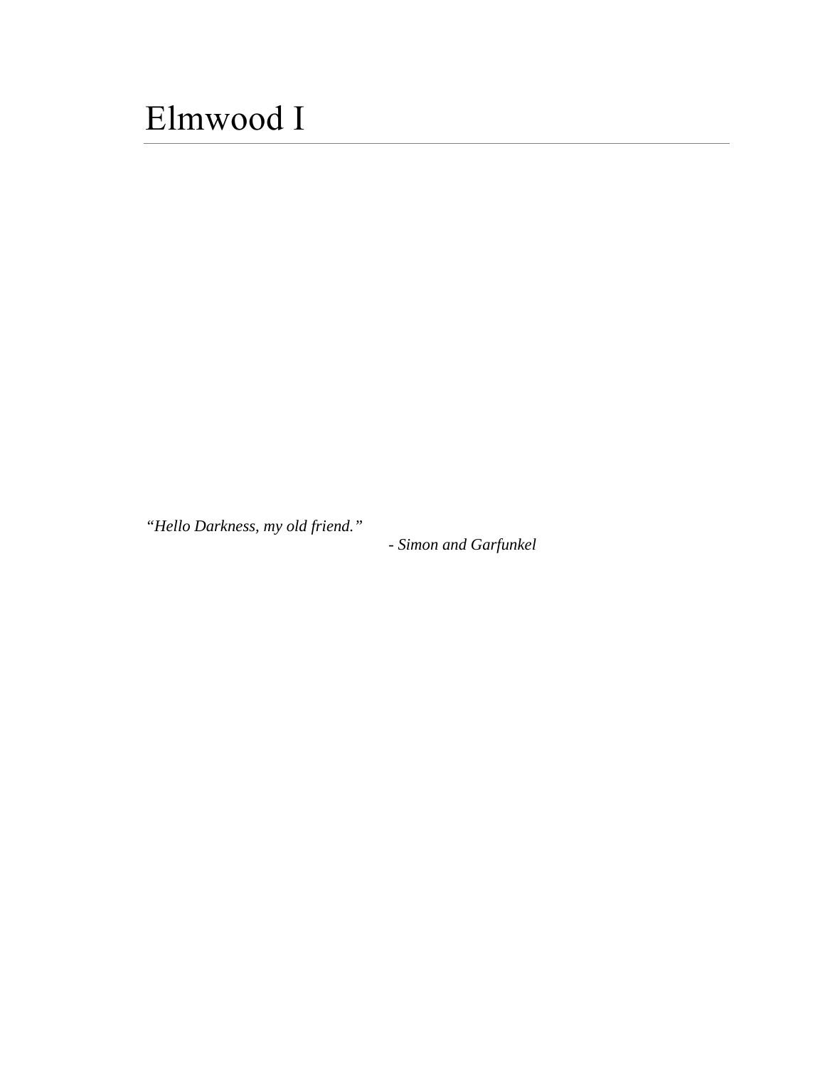# Elmwood I

*"Hello Darkness, my old friend."*
*- Simon and Garfunkel*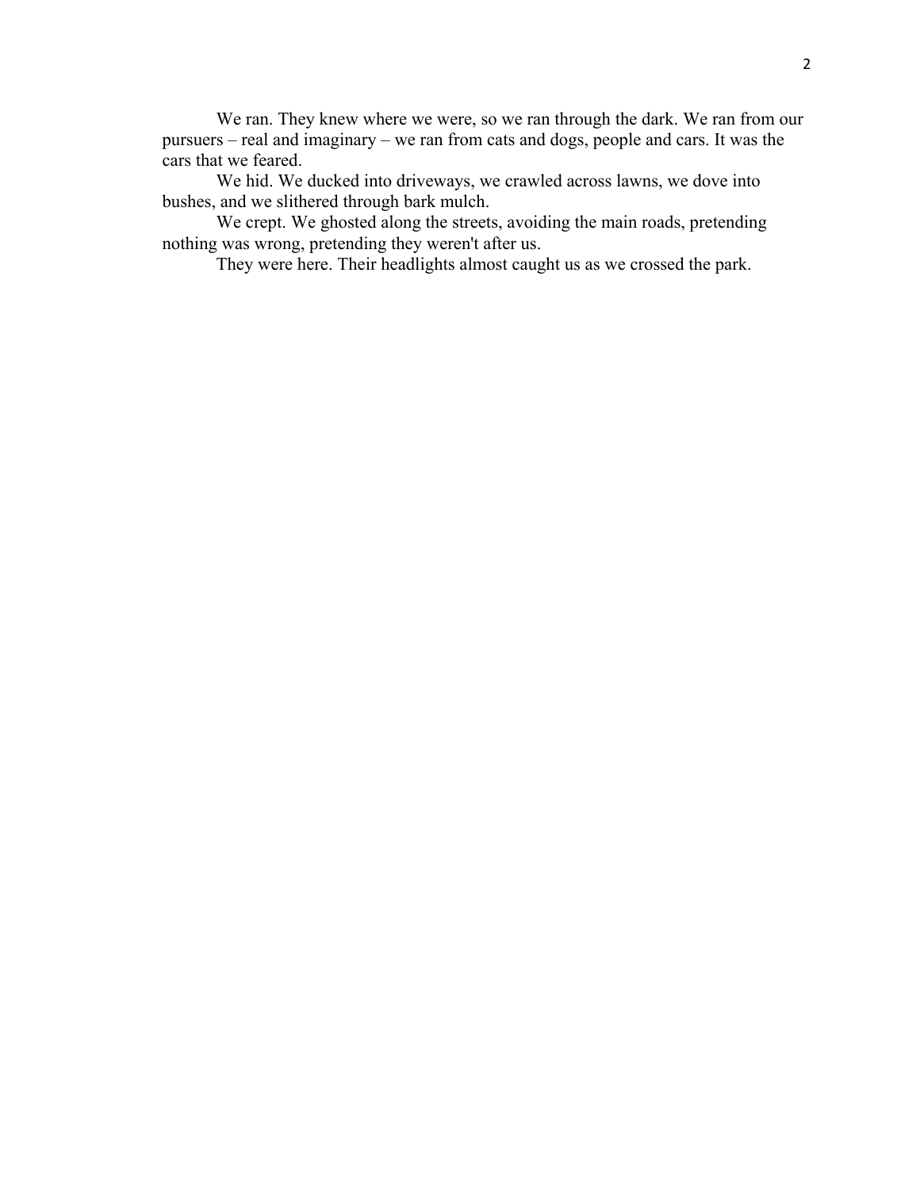We ran. They knew where we were, so we ran through the dark. We ran from our pursuers – real and imaginary – we ran from cats and dogs, people and cars. It was the cars that we feared.

We hid. We ducked into driveways, we crawled across lawns, we dove into bushes, and we slithered through bark mulch.

We crept. We ghosted along the streets, avoiding the main roads, pretending nothing was wrong, pretending they weren't after us.

They were here. Their headlights almost caught us as we crossed the park.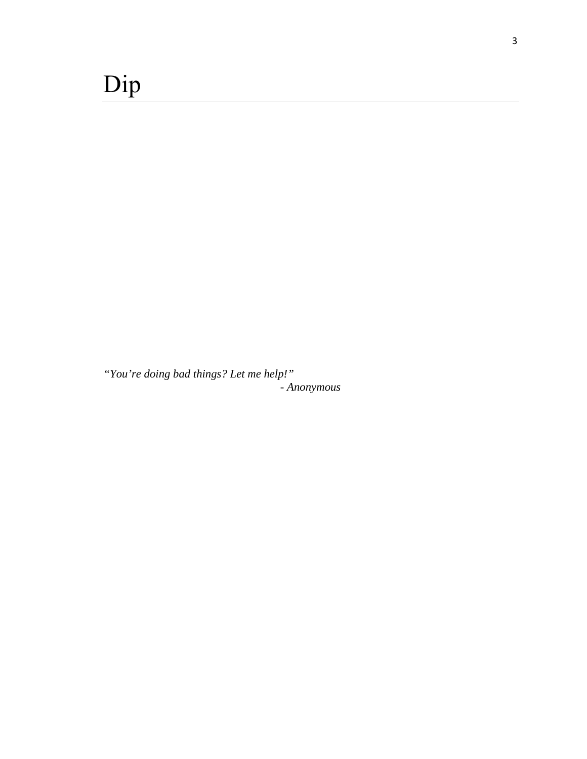# Dip

*"You're doing bad things? Let me help!"*

*- Anonymous*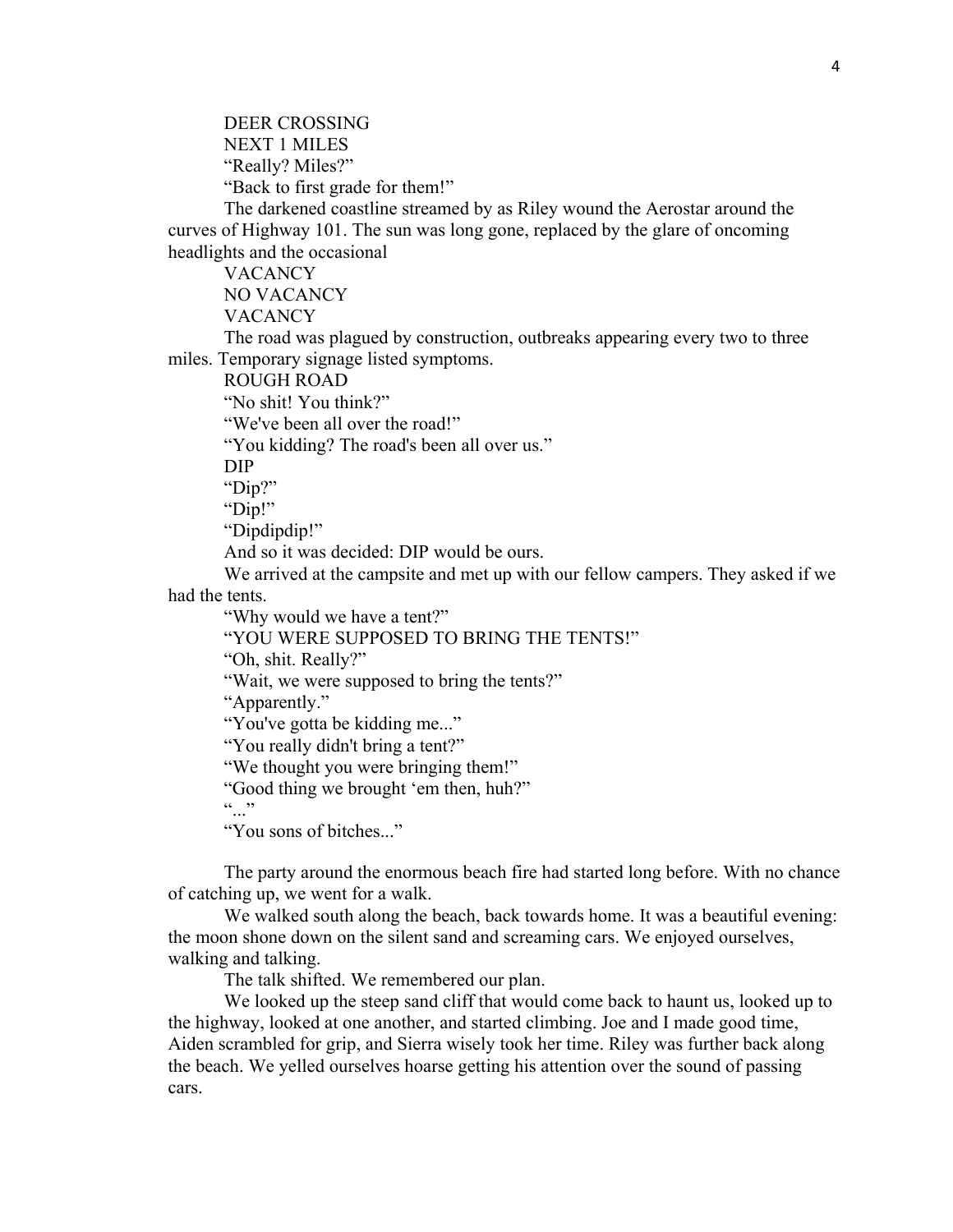DEER CROSSING

NEXT 1 MILES

"Really? Miles?"

"Back to first grade for them!"

The darkened coastline streamed by as Riley wound the Aerostar around the curves of Highway 101. The sun was long gone, replaced by the glare of oncoming headlights and the occasional

VACANCY

NO VACANCY

VACANCY

The road was plagued by construction, outbreaks appearing every two to three miles. Temporary signage listed symptoms.

ROUGH ROAD

"No shit! You think?"

"We've been all over the road!"

"You kidding? The road's been all over us."

DIP

"Dip?"

"Dip!"

"Dipdipdip!"

And so it was decided: DIP would be ours.

We arrived at the campsite and met up with our fellow campers. They asked if we had the tents.

"Why would we have a tent?"

"YOU WERE SUPPOSED TO BRING THE TENTS!"

"Oh, shit. Really?"

"Wait, we were supposed to bring the tents?"

"Apparently."

"You've gotta be kidding me..."

"You really didn't bring a tent?"

"We thought you were bringing them!"

"Good thing we brought 'em then, huh?"

"..."

"You sons of bitches..."

The party around the enormous beach fire had started long before. With no chance of catching up, we went for a walk.

We walked south along the beach, back towards home. It was a beautiful evening: the moon shone down on the silent sand and screaming cars. We enjoyed ourselves, walking and talking.

The talk shifted. We remembered our plan.

We looked up the steep sand cliff that would come back to haunt us, looked up to the highway, looked at one another, and started climbing. Joe and I made good time, Aiden scrambled for grip, and Sierra wisely took her time. Riley was further back along the beach. We yelled ourselves hoarse getting his attention over the sound of passing cars.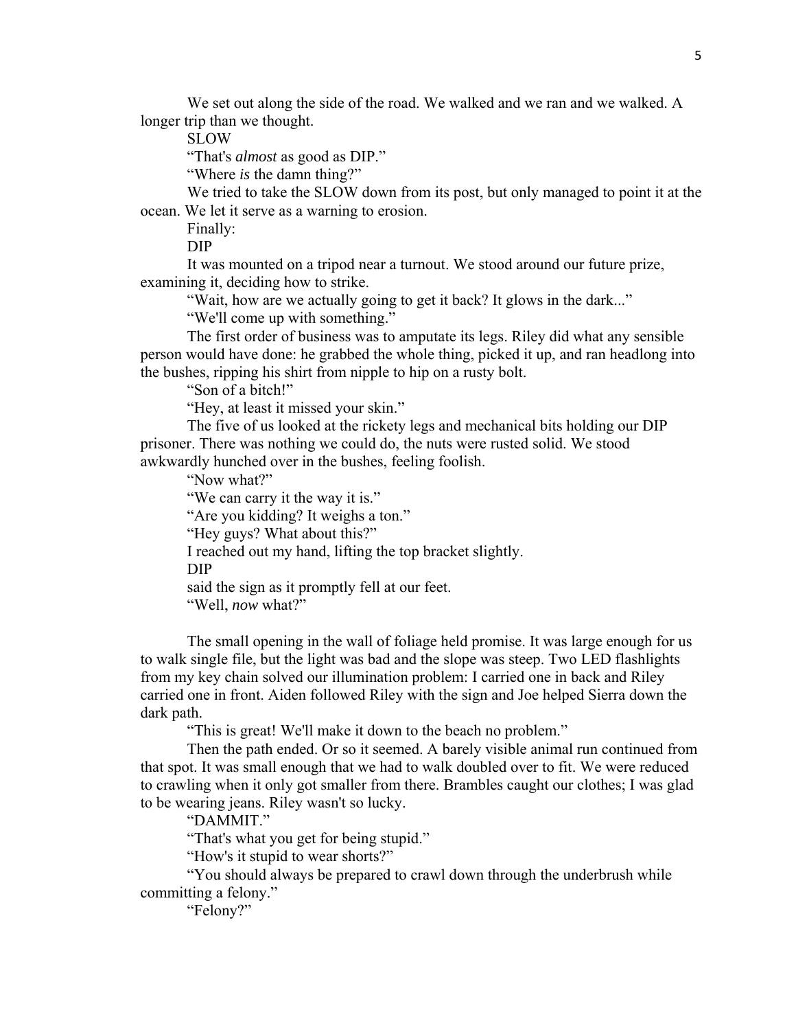We set out along the side of the road. We walked and we ran and we walked. A longer trip than we thought.

SLOW

“That's *almost* as good as DIP.”

“Where *is* the damn thing?”

We tried to take the SLOW down from its post, but only managed to point it at the ocean. We let it serve as a warning to erosion.

Finally:

DIP

It was mounted on a tripod near a turnout. We stood around our future prize, examining it, deciding how to strike.

“Wait, how are we actually going to get it back? It glows in the dark...”

“We'll come up with something.”

The first order of business was to amputate its legs. Riley did what any sensible person would have done: he grabbed the whole thing, picked it up, and ran headlong into the bushes, ripping his shirt from nipple to hip on a rusty bolt.

“Son of a bitch!”

“Hey, at least it missed your skin.”

The five of us looked at the rickety legs and mechanical bits holding our DIP prisoner. There was nothing we could do, the nuts were rusted solid. We stood awkwardly hunched over in the bushes, feeling foolish.

“Now what?”

“We can carry it the way it is.”

“Are you kidding? It weighs a ton.”

“Hey guys? What about this?”

I reached out my hand, lifting the top bracket slightly.

DIP

said the sign as it promptly fell at our feet.

“Well, *now* what?”

The small opening in the wall of foliage held promise. It was large enough for us to walk single file, but the light was bad and the slope was steep. Two LED flashlights from my key chain solved our illumination problem: I carried one in back and Riley carried one in front. Aiden followed Riley with the sign and Joe helped Sierra down the dark path.

“This is great! We'll make it down to the beach no problem.”

Then the path ended. Or so it seemed. A barely visible animal run continued from that spot. It was small enough that we had to walk doubled over to fit. We were reduced to crawling when it only got smaller from there. Brambles caught our clothes; I was glad to be wearing jeans. Riley wasn't so lucky.

“DAMMIT.”

“That's what you get for being stupid.”

“How's it stupid to wear shorts?”

“You should always be prepared to crawl down through the underbrush while committing a felony.”

“Felony?”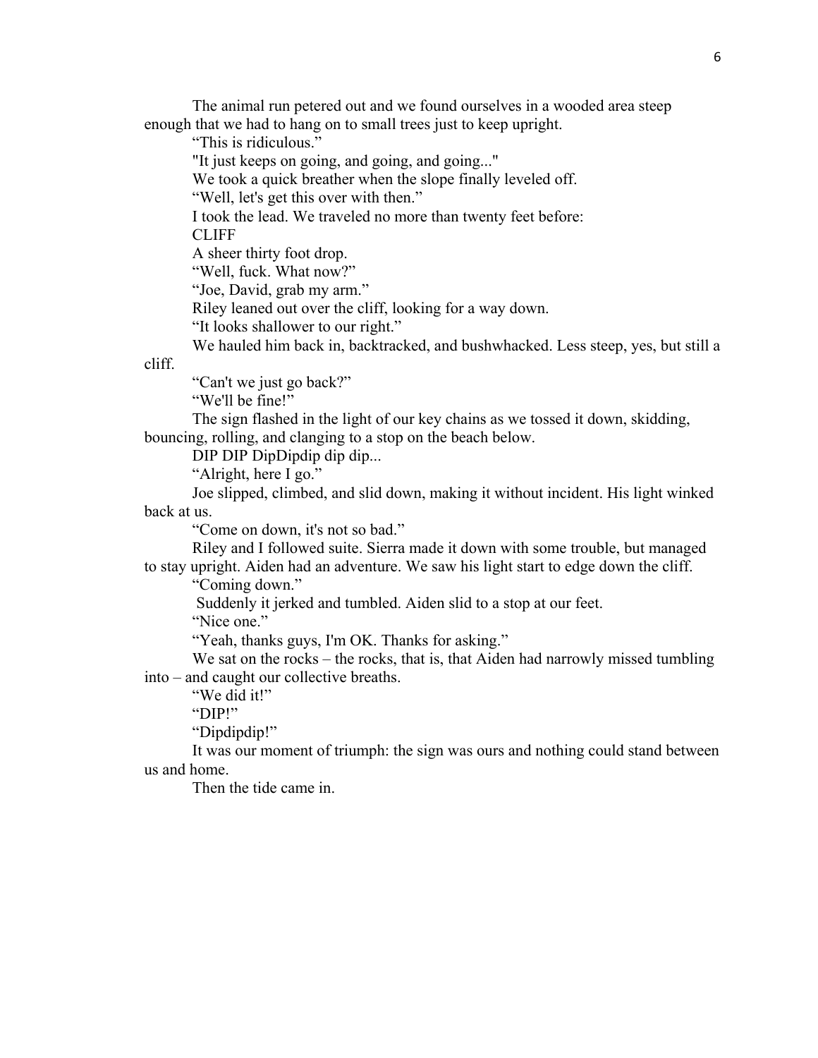The animal run petered out and we found ourselves in a wooded area steep enough that we had to hang on to small trees just to keep upright.

“This is ridiculous.”

"It just keeps on going, and going, and going..."

We took a quick breather when the slope finally leveled off.

“Well, let's get this over with then.”

I took the lead. We traveled no more than twenty feet before:

CLIFF

A sheer thirty foot drop.

“Well, fuck. What now?”

“Joe, David, grab my arm.”

Riley leaned out over the cliff, looking for a way down.

“It looks shallower to our right.”

We hauled him back in, backtracked, and bushwhacked. Less steep, yes, but still a cliff.

“Can't we just go back?”

“We'll be fine!”

The sign flashed in the light of our key chains as we tossed it down, skidding, bouncing, rolling, and clanging to a stop on the beach below.

DIP DIP DipDipdip dip dip...

“Alright, here I go.”

Joe slipped, climbed, and slid down, making it without incident. His light winked back at us.

“Come on down, it's not so bad.”

Riley and I followed suite. Sierra made it down with some trouble, but managed to stay upright. Aiden had an adventure. We saw his light start to edge down the cliff.

“Coming down.”

Suddenly it jerked and tumbled. Aiden slid to a stop at our feet.

“Nice one.”

“Yeah, thanks guys, I'm OK. Thanks for asking.”

We sat on the rocks – the rocks, that is, that Aiden had narrowly missed tumbling into – and caught our collective breaths.

“We did it!”

“DIP!”

“Dipdipdip!”

It was our moment of triumph: the sign was ours and nothing could stand between us and home.

Then the tide came in.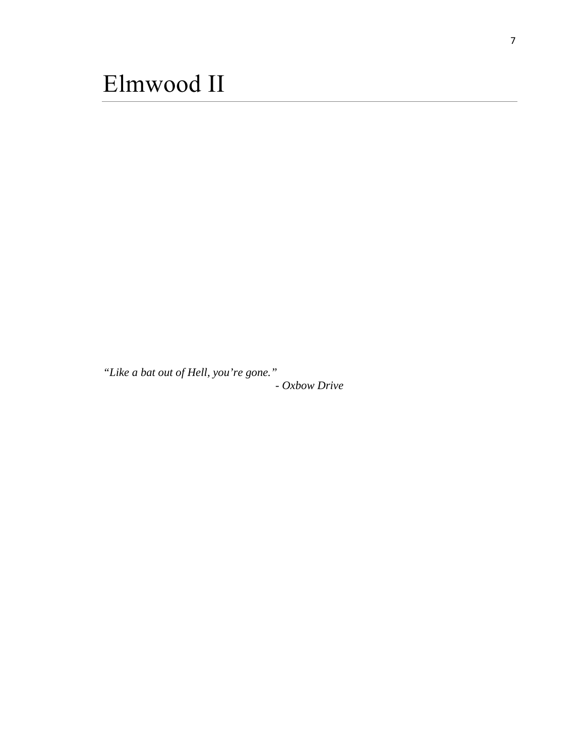# Elmwood II

*"Like a bat out of Hell, you're gone."*
- *Oxbow Drive*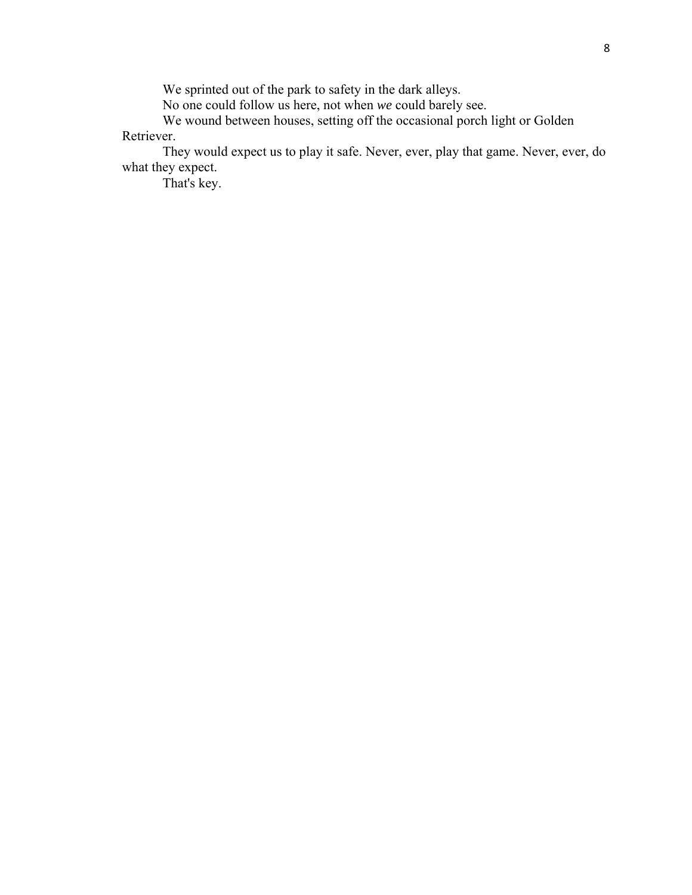We sprinted out of the park to safety in the dark alleys.

No one could follow us here, not when *we* could barely see.

We wound between houses, setting off the occasional porch light or Golden Retriever.

They would expect us to play it safe. Never, ever, play that game. Never, ever, do what they expect.

That's key.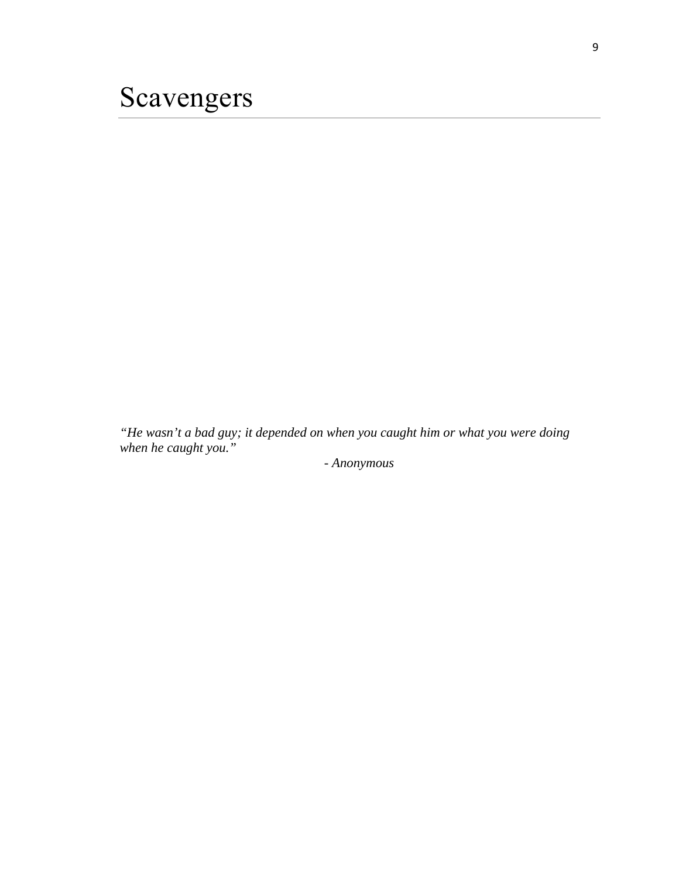# Scavengers

*“He wasn’t a bad guy; it depended on when you caught him or what you were doing when he caught you.”*

*- Anonymous*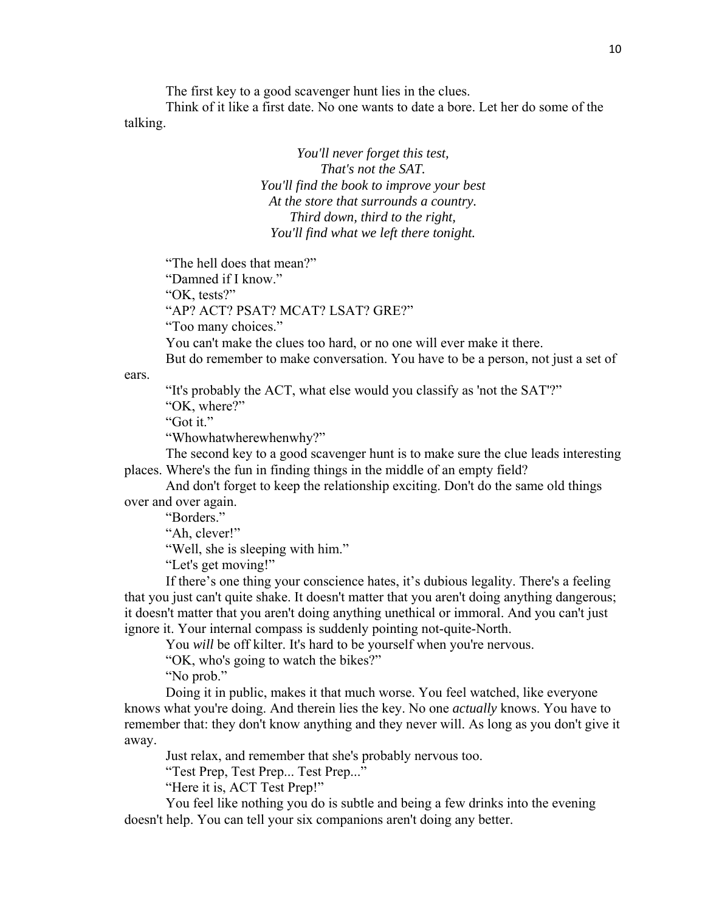The first key to a good scavenger hunt lies in the clues.

Think of it like a first date. No one wants to date a bore. Let her do some of the talking.

*You'll never forget this test,*
*That's not the SAT.*
*You'll find the book to improve your best*
*At the store that surrounds a country.*
*Third down, third to the right,*
*You'll find what we left there tonight.*

"The hell does that mean?"

"Damned if I know."

"OK, tests?"

"AP? ACT? PSAT? MCAT? LSAT? GRE?"

"Too many choices."

You can't make the clues too hard, or no one will ever make it there.

But do remember to make conversation. You have to be a person, not just a set of ears.

"It's probably the ACT, what else would you classify as 'not the SAT'?"

"OK, where?"

"Got it."

"Whowhatwherewhenwhy?"

The second key to a good scavenger hunt is to make sure the clue leads interesting places. Where's the fun in finding things in the middle of an empty field?

And don't forget to keep the relationship exciting. Don't do the same old things over and over again.

"Borders."

"Ah, clever!"

"Well, she is sleeping with him."

"Let's get moving!"

If there's one thing your conscience hates, it's dubious legality. There's a feeling that you just can't quite shake. It doesn't matter that you aren't doing anything dangerous; it doesn't matter that you aren't doing anything unethical or immoral. And you can't just ignore it. Your internal compass is suddenly pointing not-quite-North.

You *will* be off kilter. It's hard to be yourself when you're nervous.

"OK, who's going to watch the bikes?"

"No prob."

Doing it in public, makes it that much worse. You feel watched, like everyone knows what you're doing. And therein lies the key. No one *actually* knows. You have to remember that: they don't know anything and they never will. As long as you don't give it away.

Just relax, and remember that she's probably nervous too.

"Test Prep, Test Prep... Test Prep..."

"Here it is, ACT Test Prep!"

You feel like nothing you do is subtle and being a few drinks into the evening doesn't help. You can tell your six companions aren't doing any better.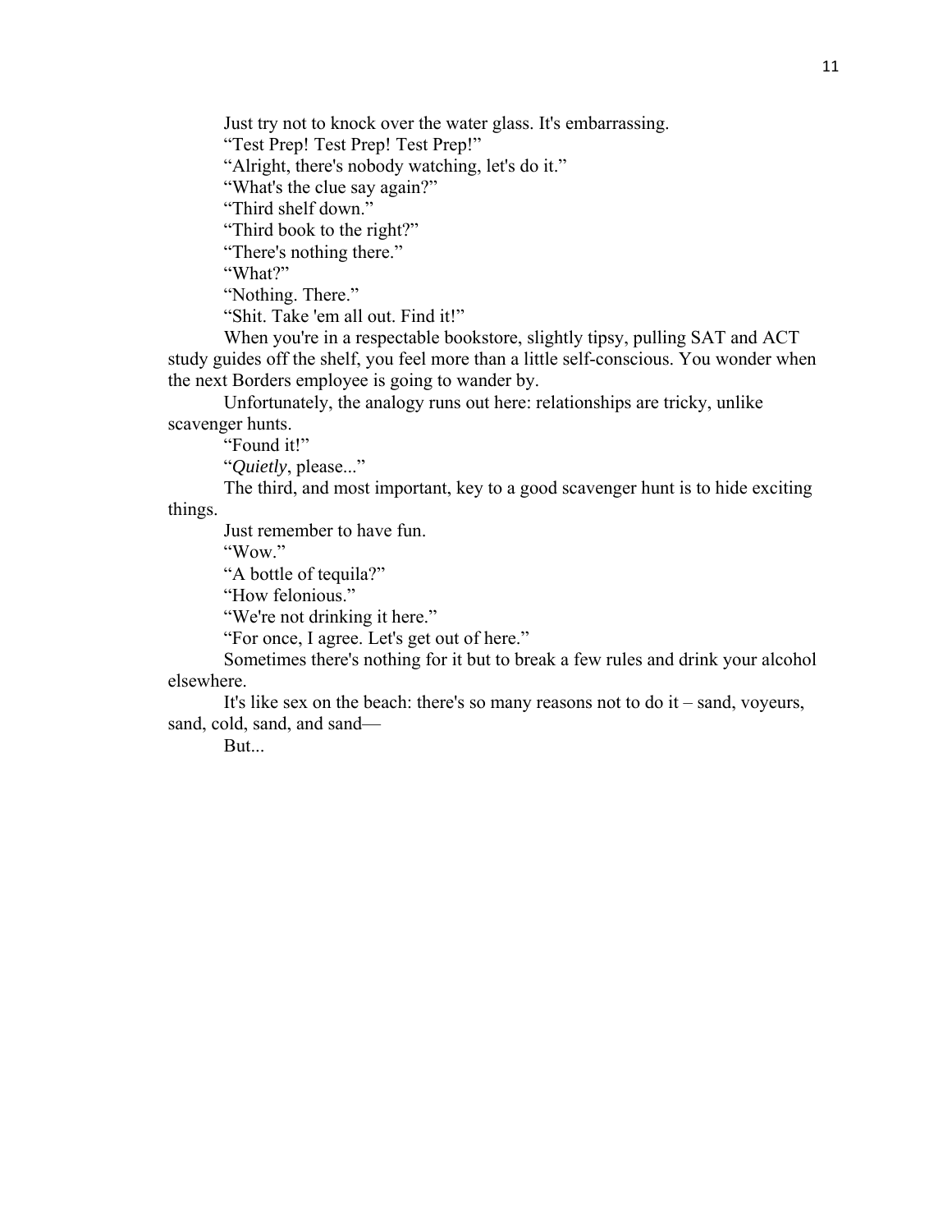Just try not to knock over the water glass. It's embarrassing.

"Test Prep! Test Prep! Test Prep!"

"Alright, there's nobody watching, let's do it."

"What's the clue say again?"

"Third shelf down."

"Third book to the right?"

"There's nothing there."

"What?"

"Nothing. There."

"Shit. Take 'em all out. Find it!"

When you're in a respectable bookstore, slightly tipsy, pulling SAT and ACT study guides off the shelf, you feel more than a little self-conscious. You wonder when the next Borders employee is going to wander by.

Unfortunately, the analogy runs out here: relationships are tricky, unlike scavenger hunts.

"Found it!"

"*Quietly*, please..."

The third, and most important, key to a good scavenger hunt is to hide exciting things.

Just remember to have fun.

"Wow."

"A bottle of tequila?"

"How felonious."

"We're not drinking it here."

"For once, I agree. Let's get out of here."

Sometimes there's nothing for it but to break a few rules and drink your alcohol elsewhere.

It's like sex on the beach: there's so many reasons not to do it – sand, voyeurs, sand, cold, sand, and sand—

But...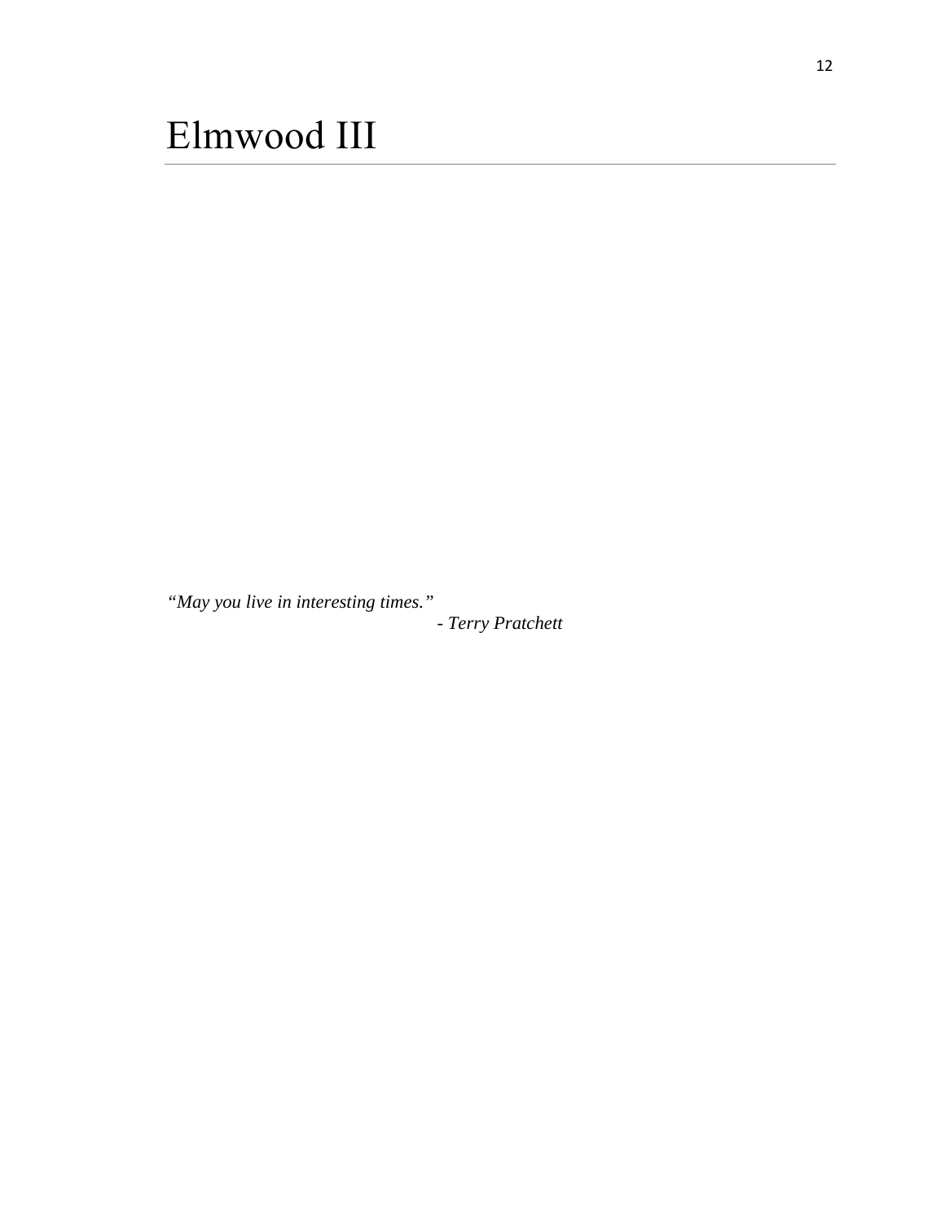# Elmwood III

*"May you live in interesting times."*

*- Terry Pratchett*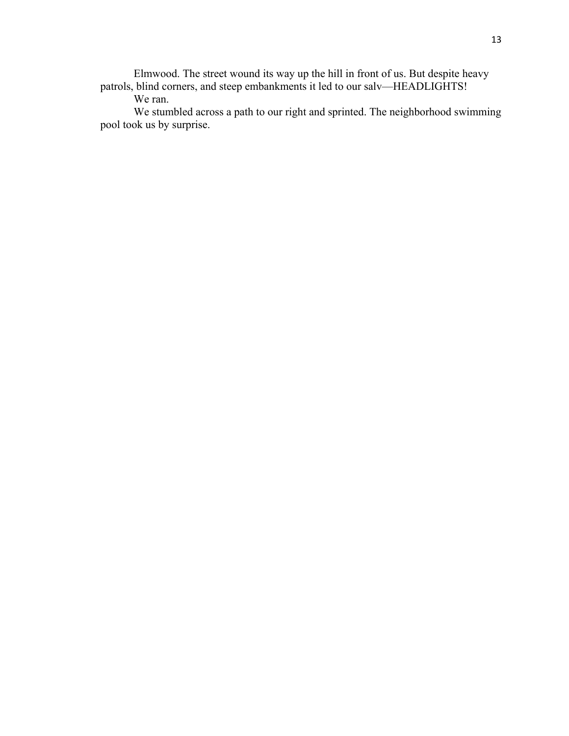Elmwood. The street wound its way up the hill in front of us. But despite heavy patrols, blind corners, and steep embankments it led to our salv—HEADLIGHTS!

We ran.

We stumbled across a path to our right and sprinted. The neighborhood swimming pool took us by surprise.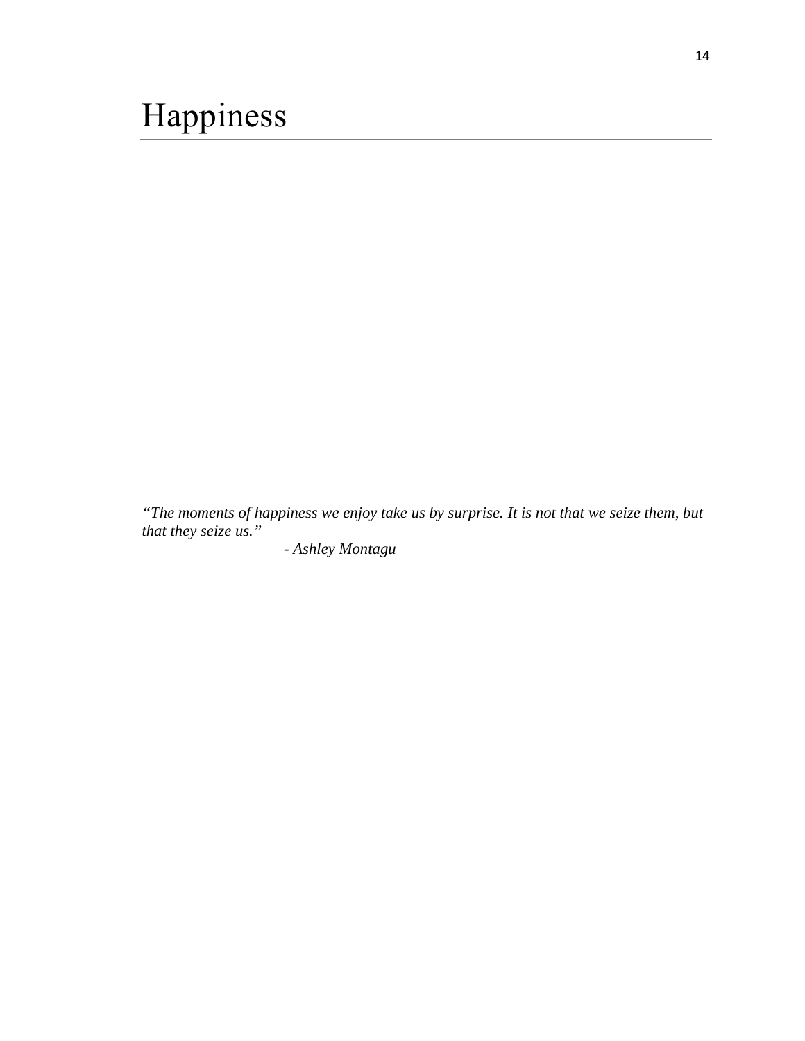# Happiness

*"The moments of happiness we enjoy take us by surprise. It is not that we seize them, but that they seize us."*

*- Ashley Montagu*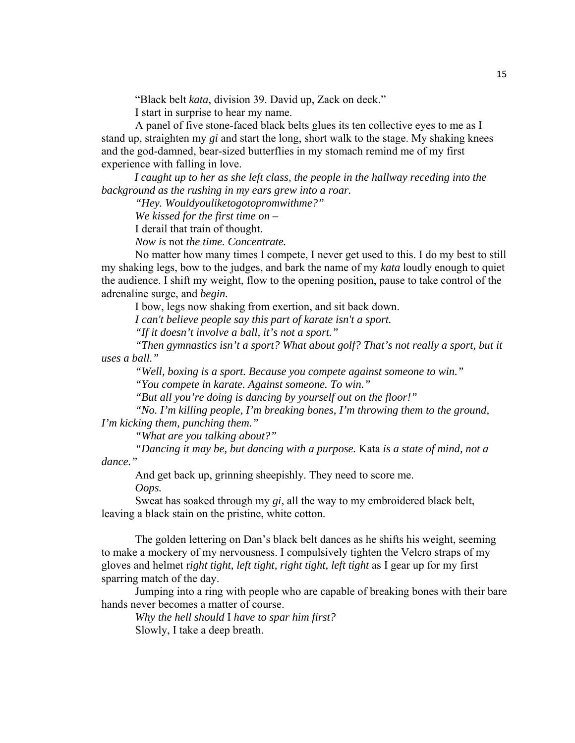"Black belt *kata*, division 39. David up, Zack on deck."

I start in surprise to hear my name.

A panel of five stone-faced black belts glues its ten collective eyes to me as I stand up, straighten my *gi* and start the long, short walk to the stage. My shaking knees and the god-damned, bear-sized butterflies in my stomach remind me of my first experience with falling in love.

*I caught up to her as she left class, the people in the hallway receding into the background as the rushing in my ears grew into a roar.*

*"Hey. Wouldyouliketogotopromwithme?"*

*We kissed for the first time on –*

I derail that train of thought.

*Now is* not *the time. Concentrate.*

No matter how many times I compete, I never get used to this. I do my best to still my shaking legs, bow to the judges, and bark the name of my *kata* loudly enough to quiet the audience. I shift my weight, flow to the opening position, pause to take control of the adrenaline surge, and *begin.*

I bow, legs now shaking from exertion, and sit back down.

*I can't believe people say this part of karate isn't a sport.*

*"If it doesn't involve a ball, it's not a sport."*

*"Then gymnastics isn't a sport? What about golf? That's not really a sport, but it uses a ball."*

*"Well, boxing is a sport. Because you compete against someone to win."*

*"You compete in karate. Against someone. To win."*

*"But all you're doing is dancing by yourself out on the floor!"*

*"No. I'm killing people, I'm breaking bones, I'm throwing them to the ground, I'm kicking them, punching them."*

*"What are you talking about?"*

*"Dancing it may be, but dancing with a purpose.* Kata *is a state of mind, not a dance."*

And get back up, grinning sheepishly. They need to score me.

*Oops.*

Sweat has soaked through my *gi*, all the way to my embroidered black belt, leaving a black stain on the pristine, white cotton.

The golden lettering on Dan's black belt dances as he shifts his weight, seeming to make a mockery of my nervousness. I compulsively tighten the Velcro straps of my gloves and helmet r*ight tight, left tight, right tight, left tight* as I gear up for my first sparring match of the day.

Jumping into a ring with people who are capable of breaking bones with their bare hands never becomes a matter of course.

*Why the hell should* I *have to spar him first?*

Slowly, I take a deep breath.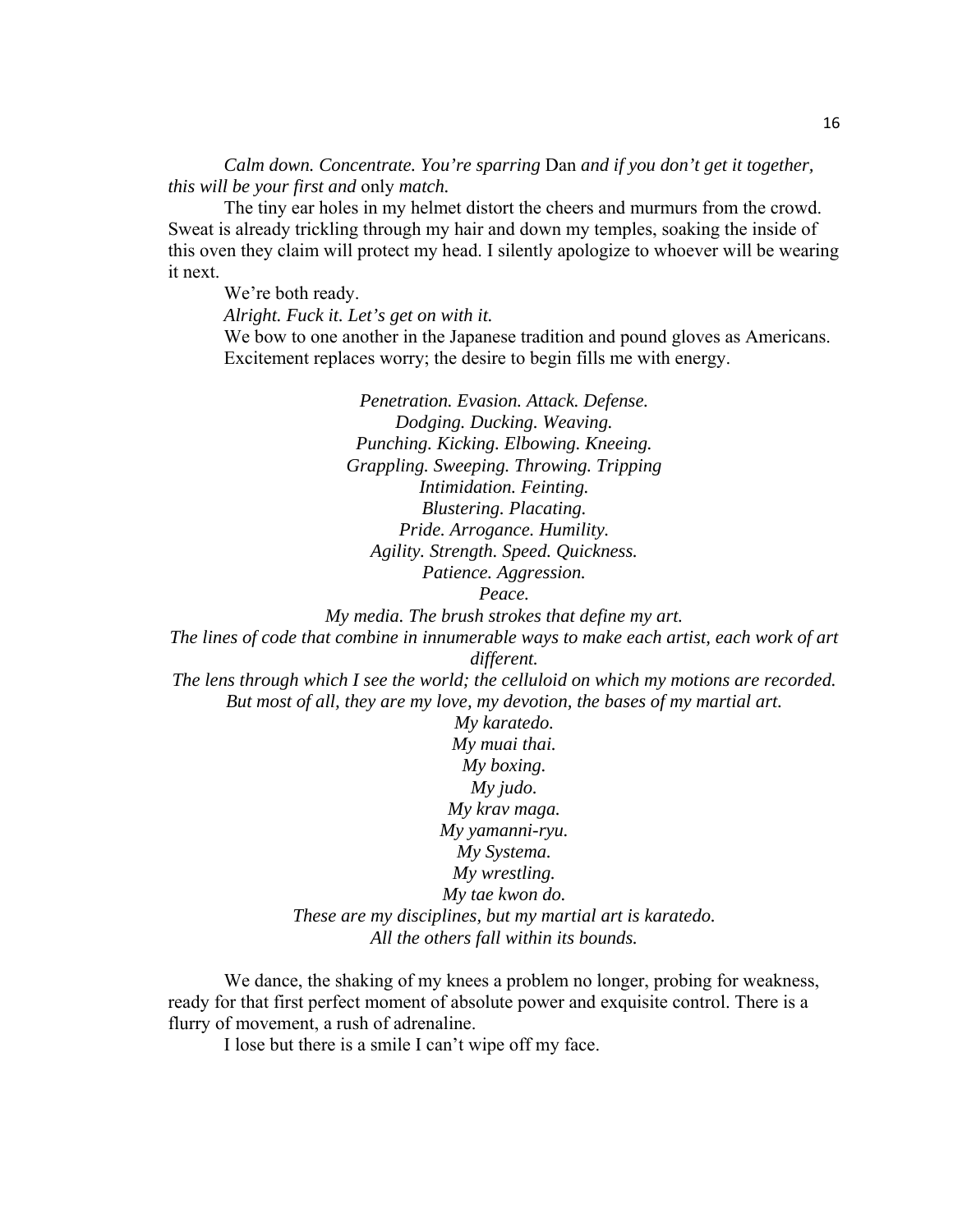*Calm down. Concentrate. You're sparring* Dan *and if you don't get it together, this will be your first and* only *match.*

The tiny ear holes in my helmet distort the cheers and murmurs from the crowd. Sweat is already trickling through my hair and down my temples, soaking the inside of this oven they claim will protect my head. I silently apologize to whoever will be wearing it next.

We're both ready.

*Alright. Fuck it. Let's get on with it.*

We bow to one another in the Japanese tradition and pound gloves as Americans. Excitement replaces worry; the desire to begin fills me with energy.

*Penetration. Evasion. Attack. Defense.*
*Dodging. Ducking. Weaving.*
*Punching. Kicking. Elbowing. Kneeing.*
*Grappling. Sweeping. Throwing. Tripping*
*Intimidation. Feinting.*
*Blustering. Placating.*
*Pride. Arrogance. Humility.*
*Agility. Strength. Speed. Quickness.*
*Patience. Aggression.*
*Peace.*
*My media. The brush strokes that define my art.*
*The lines of code that combine in innumerable ways to make each artist, each work of art different.*
*The lens through which I see the world; the celluloid on which my motions are recorded.*
*But most of all, they are my love, my devotion, the bases of my martial art.*
*My karatedo.*
*My muai thai.*
*My boxing.*
*My judo.*
*My krav maga.*
*My yamanni-ryu.*
*My Systema.*
*My wrestling.*
*My tae kwon do.*
*These are my disciplines, but my martial art is karatedo.*
*All the others fall within its bounds.*

We dance, the shaking of my knees a problem no longer, probing for weakness, ready for that first perfect moment of absolute power and exquisite control. There is a flurry of movement, a rush of adrenaline.

I lose but there is a smile I can't wipe off my face.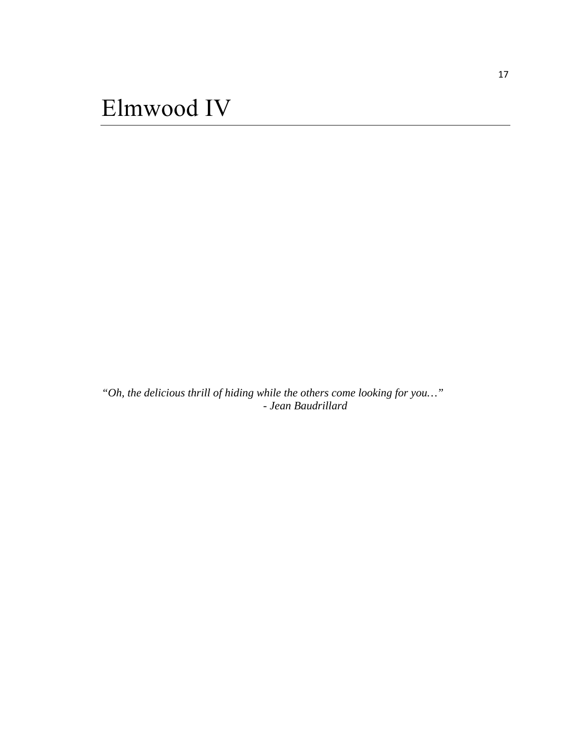# Elmwood IV

*"Oh, the delicious thrill of hiding while the others come looking for you…"*
*- Jean Baudrillard*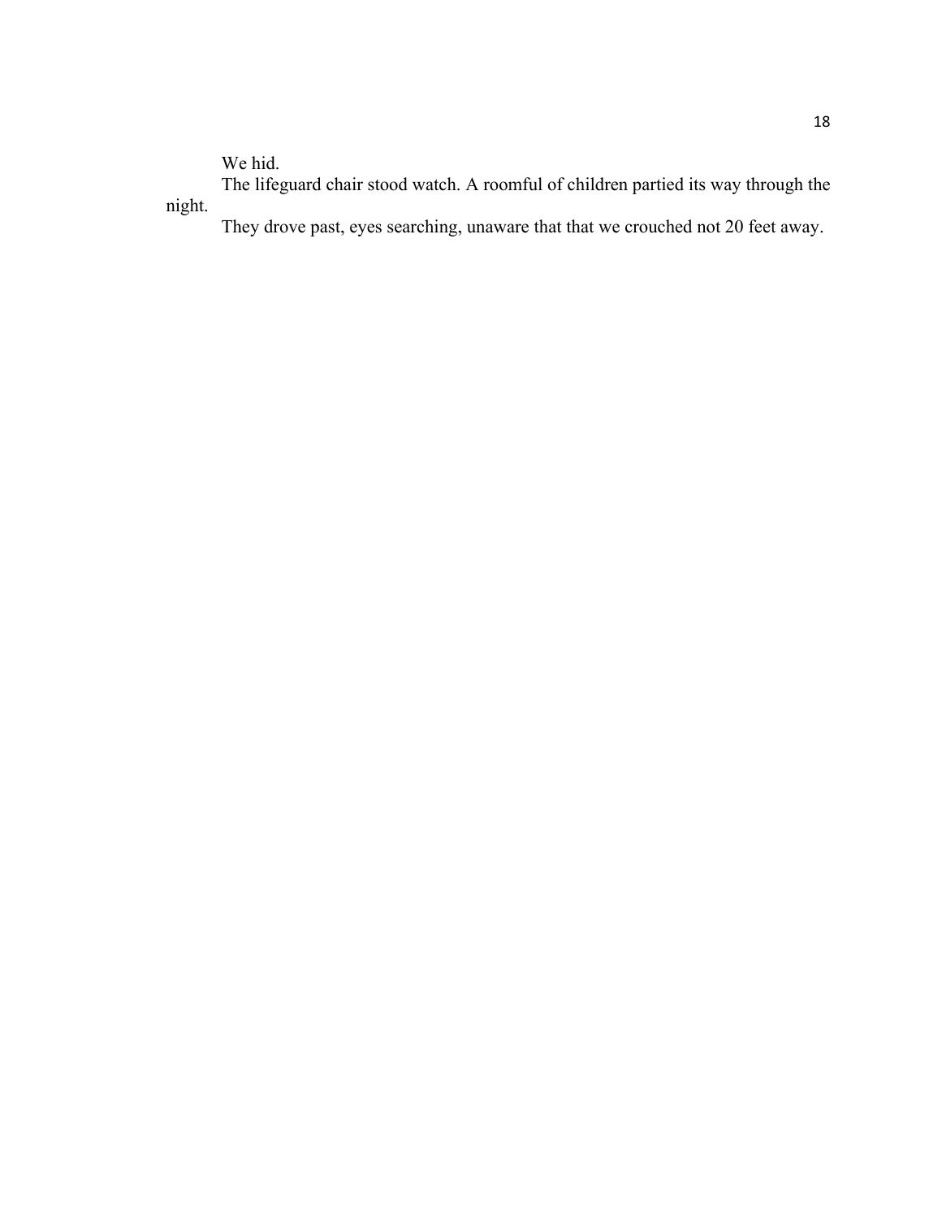We hid.

The lifeguard chair stood watch. A roomful of children partied its way through the night.

They drove past, eyes searching, unaware that that we crouched not 20 feet away.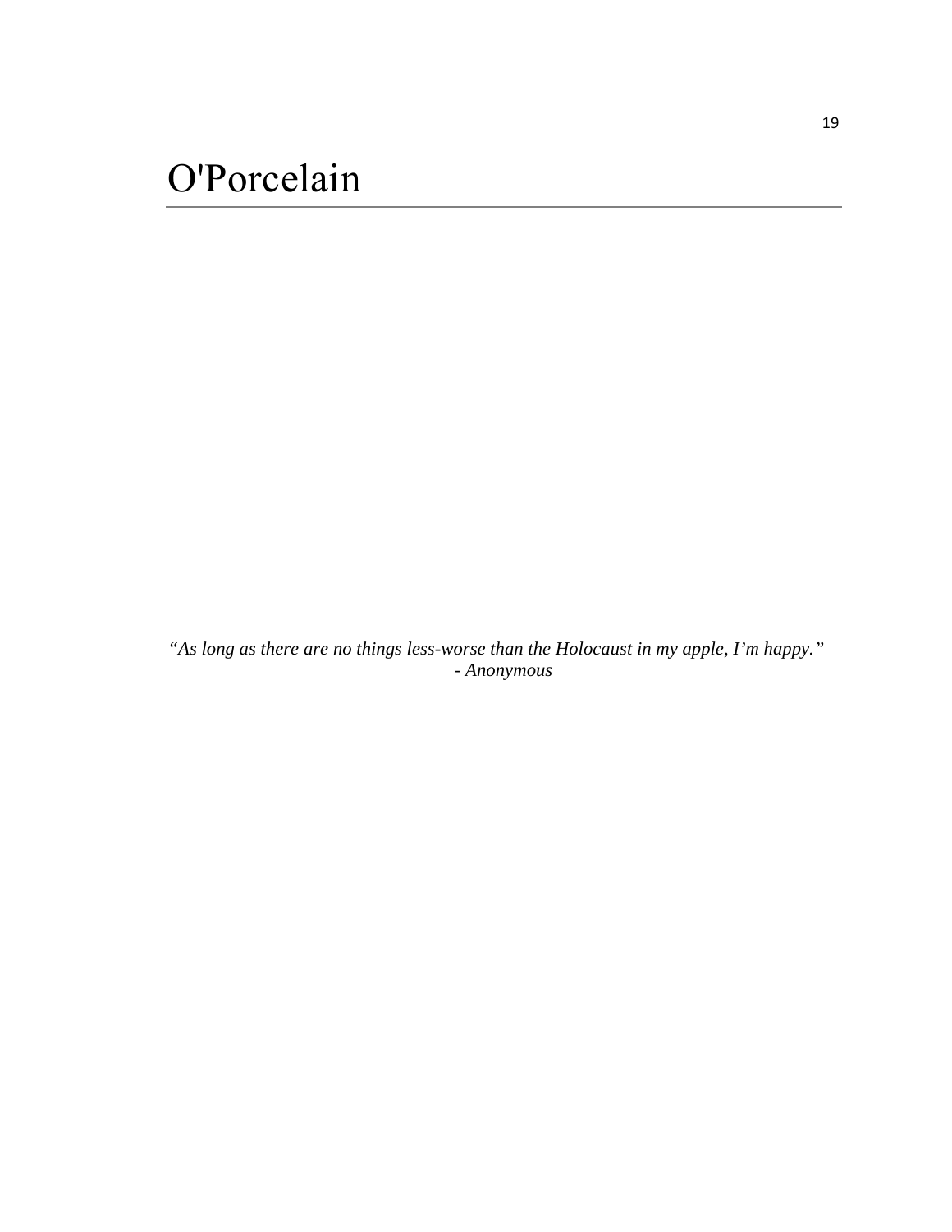# O'Porcelain

*"As long as there are no things less-worse than the Holocaust in my apple, I'm happy."*
*- Anonymous*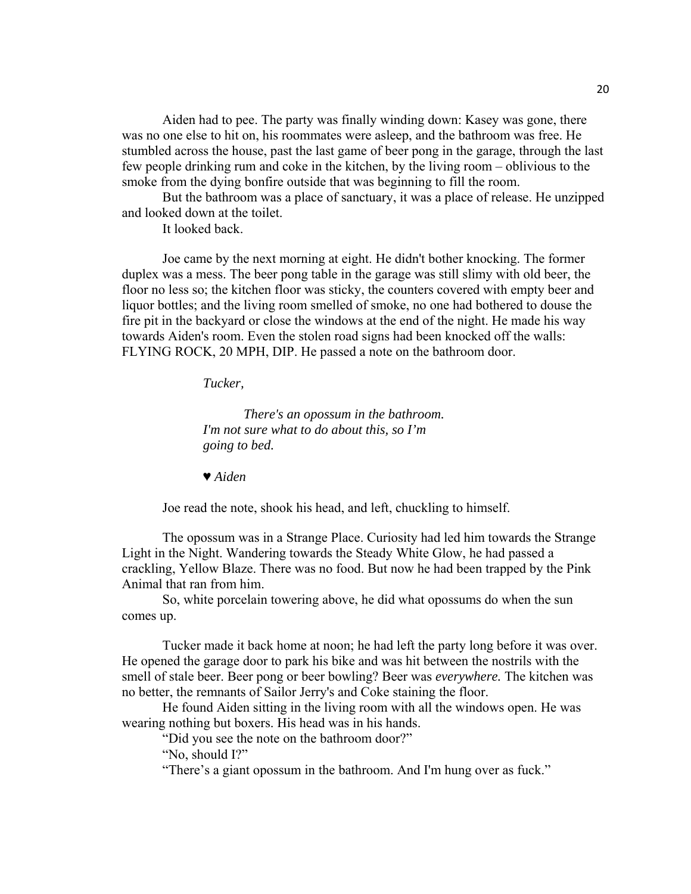Aiden had to pee. The party was finally winding down: Kasey was gone, there was no one else to hit on, his roommates were asleep, and the bathroom was free. He stumbled across the house, past the last game of beer pong in the garage, through the last few people drinking rum and coke in the kitchen, by the living room – oblivious to the smoke from the dying bonfire outside that was beginning to fill the room.

But the bathroom was a place of sanctuary, it was a place of release. He unzipped and looked down at the toilet.

It looked back.

Joe came by the next morning at eight. He didn't bother knocking. The former duplex was a mess. The beer pong table in the garage was still slimy with old beer, the floor no less so; the kitchen floor was sticky, the counters covered with empty beer and liquor bottles; and the living room smelled of smoke, no one had bothered to douse the fire pit in the backyard or close the windows at the end of the night. He made his way towards Aiden's room. Even the stolen road signs had been knocked off the walls: FLYING ROCK, 20 MPH, DIP. He passed a note on the bathroom door.

> *Tucker,*
>
> *There's an opossum in the bathroom. I'm not sure what to do about this, so I'm going to bed.*
>
> ♥ *Aiden*

Joe read the note, shook his head, and left, chuckling to himself.

The opossum was in a Strange Place. Curiosity had led him towards the Strange Light in the Night. Wandering towards the Steady White Glow, he had passed a crackling, Yellow Blaze. There was no food. But now he had been trapped by the Pink Animal that ran from him.

So, white porcelain towering above, he did what opossums do when the sun comes up.

Tucker made it back home at noon; he had left the party long before it was over. He opened the garage door to park his bike and was hit between the nostrils with the smell of stale beer. Beer pong or beer bowling? Beer was *everywhere.* The kitchen was no better, the remnants of Sailor Jerry's and Coke staining the floor.

He found Aiden sitting in the living room with all the windows open. He was wearing nothing but boxers. His head was in his hands.

"Did you see the note on the bathroom door?"

"No, should I?"

"There's a giant opossum in the bathroom. And I'm hung over as fuck."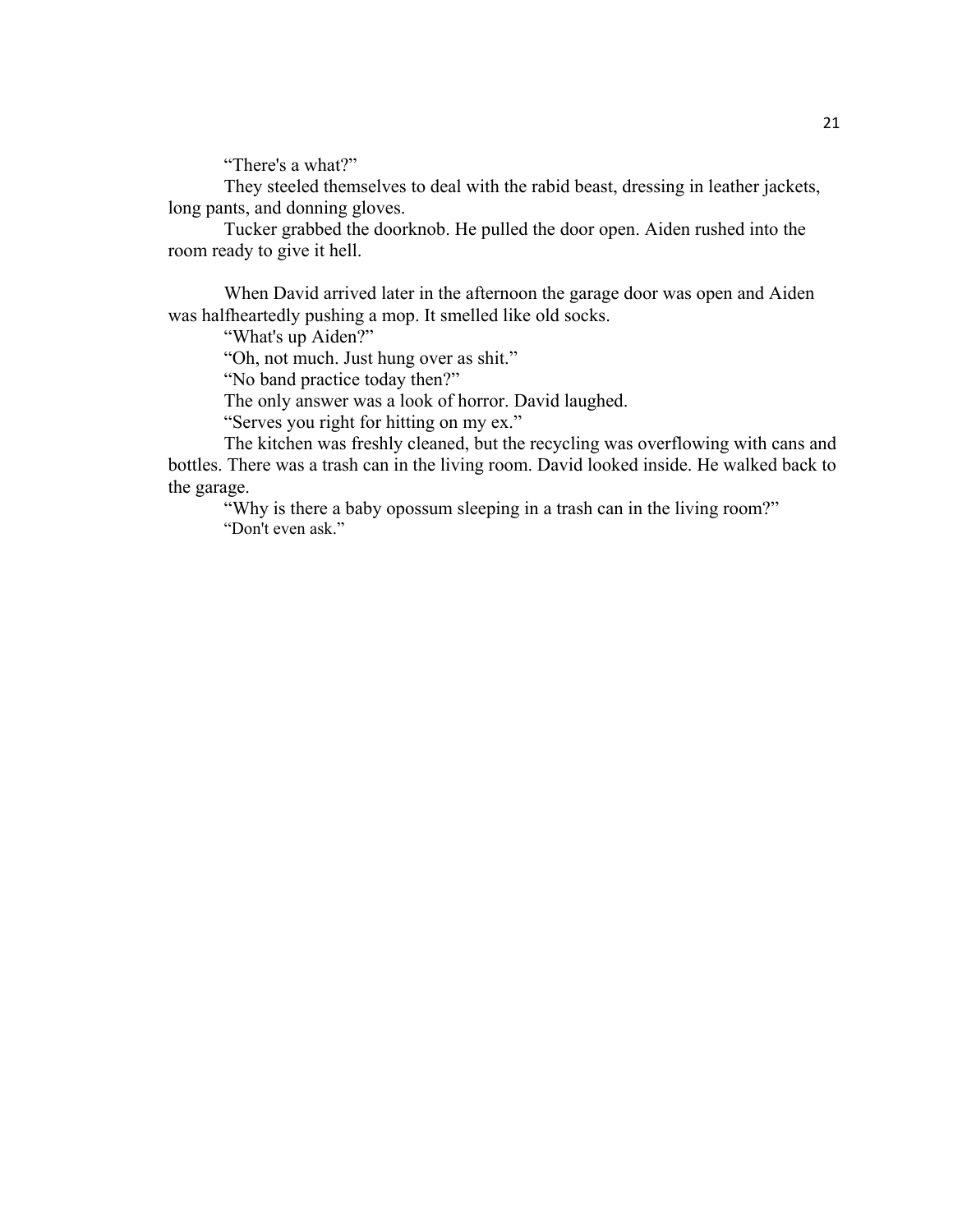"There's a what?"

They steeled themselves to deal with the rabid beast, dressing in leather jackets, long pants, and donning gloves.

Tucker grabbed the doorknob. He pulled the door open. Aiden rushed into the room ready to give it hell.

When David arrived later in the afternoon the garage door was open and Aiden was halfheartedly pushing a mop. It smelled like old socks.

"What's up Aiden?"

"Oh, not much. Just hung over as shit."

"No band practice today then?"

The only answer was a look of horror. David laughed.

"Serves you right for hitting on my ex."

The kitchen was freshly cleaned, but the recycling was overflowing with cans and bottles. There was a trash can in the living room. David looked inside. He walked back to the garage.

"Why is there a baby opossum sleeping in a trash can in the living room?"

"Don't even ask."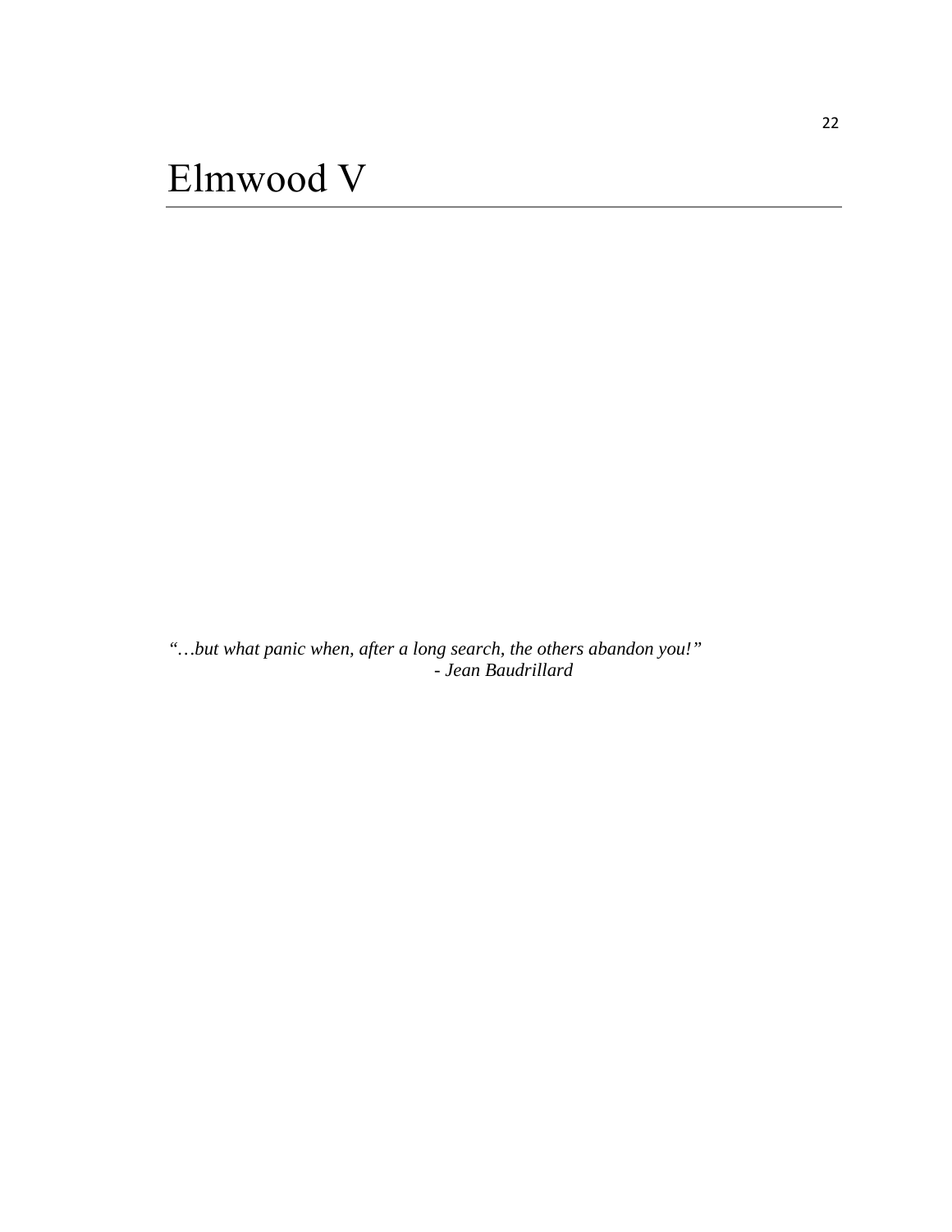# Elmwood V

*"…but what panic when, after a long search, the others abandon you!"*
*- Jean Baudrillard*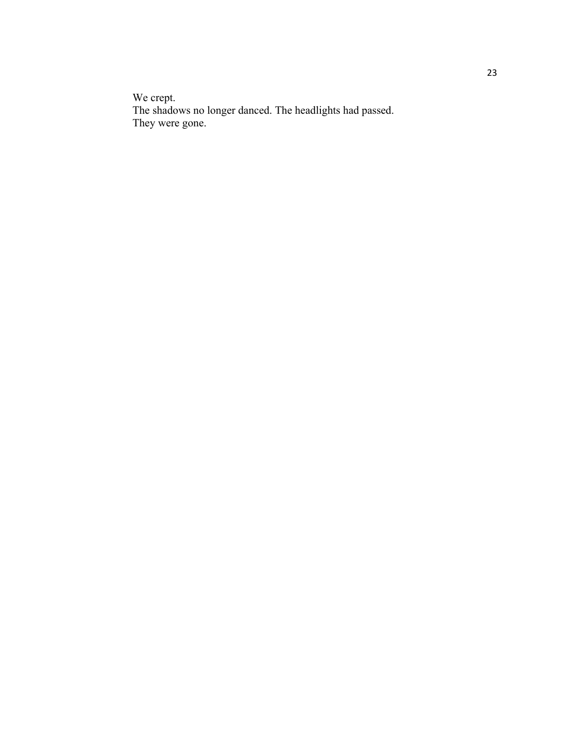We crept.
The shadows no longer danced. The headlights had passed.
They were gone.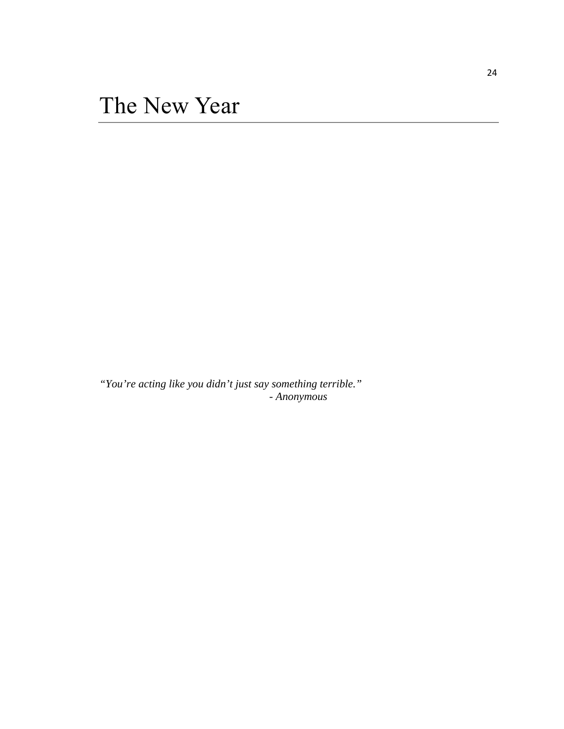# The New Year

*"You're acting like you didn't just say something terrible."*
*- Anonymous*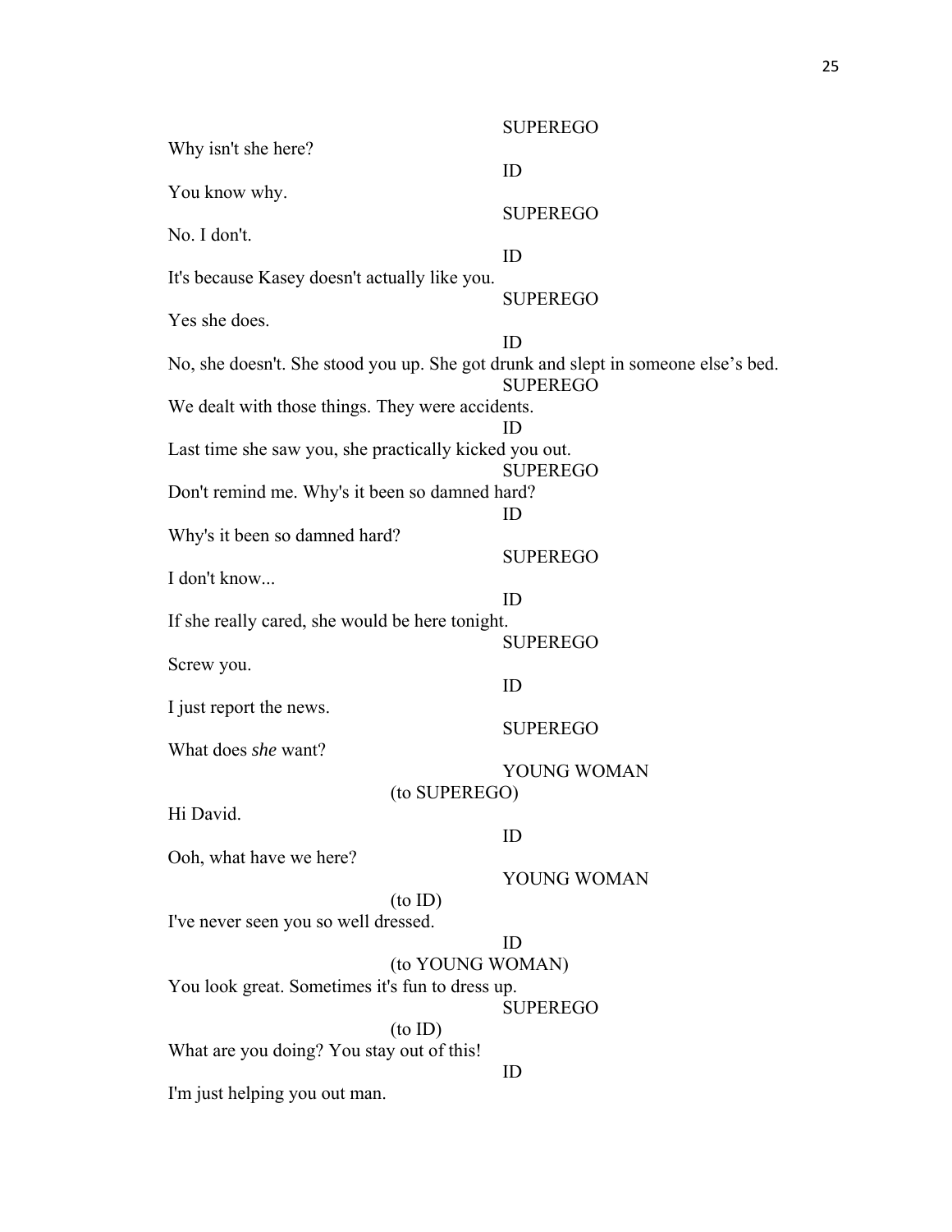SUPEREGO

Why isn't she here?

ID

You know why.

SUPEREGO

No. I don't.

ID

It's because Kasey doesn't actually like you.

SUPEREGO

Yes she does.

ID

No, she doesn't. She stood you up. She got drunk and slept in someone else's bed.

SUPEREGO

We dealt with those things. They were accidents.

ID

Last time she saw you, she practically kicked you out.

SUPEREGO

Don't remind me. Why's it been so damned hard?

ID

Why's it been so damned hard?

SUPEREGO

I don't know...

ID

If she really cared, she would be here tonight.

SUPEREGO

Screw you.

ID

I just report the news.

SUPEREGO

What does *she* want?

YOUNG WOMAN

(to SUPEREGO)

Hi David.

ID

Ooh, what have we here?

YOUNG WOMAN

(to ID)

I've never seen you so well dressed.

ID

(to YOUNG WOMAN)

You look great. Sometimes it's fun to dress up.

SUPEREGO

(to ID)

What are you doing? You stay out of this!

ID

I'm just helping you out man.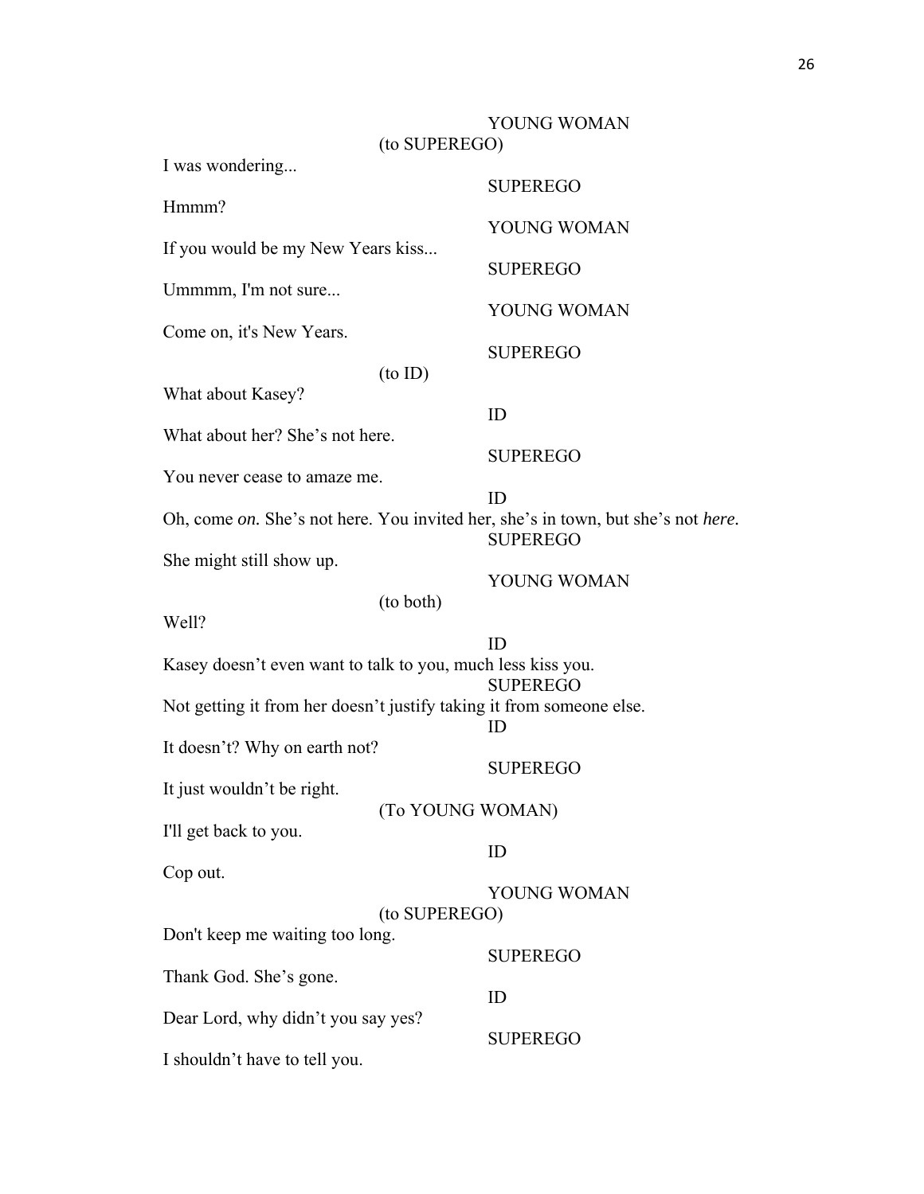YOUNG WOMAN
(to SUPEREGO)

I was wondering...

SUPEREGO

Hmmm?

YOUNG WOMAN

If you would be my New Years kiss...

SUPEREGO

Ummmm, I'm not sure...

YOUNG WOMAN

Come on, it's New Years.

SUPEREGO
(to ID)

What about Kasey?

ID

What about her? She's not here.

SUPEREGO

You never cease to amaze me.

ID

Oh, come *on.* She's not here. You invited her, she's in town, but she's not *here.*

SUPEREGO

She might still show up.

YOUNG WOMAN
(to both)

Well?

ID

Kasey doesn't even want to talk to you, much less kiss you.

SUPEREGO

Not getting it from her doesn't justify taking it from someone else.

ID

It doesn't? Why on earth not?

SUPEREGO

It just wouldn't be right.

(To YOUNG WOMAN)

I'll get back to you.

ID

Cop out.

YOUNG WOMAN
(to SUPEREGO)

Don't keep me waiting too long.

SUPEREGO

Thank God. She's gone.

ID

Dear Lord, why didn't you say yes?

SUPEREGO

I shouldn't have to tell you.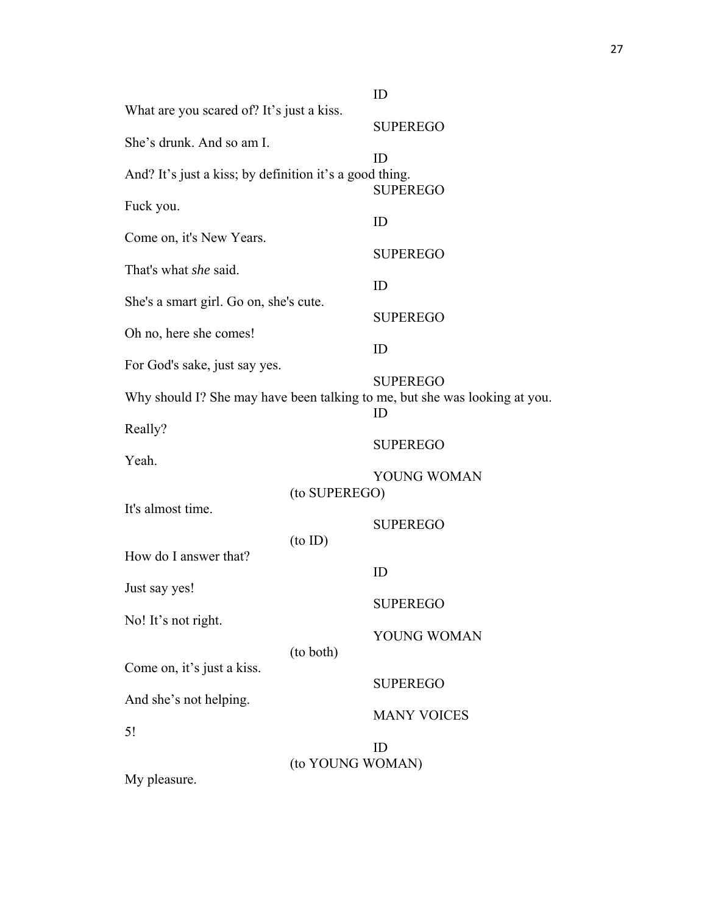ID

What are you scared of? It's just a kiss.

SUPEREGO

She's drunk. And so am I.

ID

And? It's just a kiss; by definition it's a good thing.

SUPEREGO

Fuck you.

ID

Come on, it's New Years.

SUPEREGO

That's what *she* said.

ID

She's a smart girl. Go on, she's cute.

SUPEREGO

Oh no, here she comes!

ID

For God's sake, just say yes.

SUPEREGO

Why should I? She may have been talking to me, but she was looking at you.

ID

Really?

SUPEREGO

Yeah.

YOUNG WOMAN

(to SUPEREGO)

It's almost time.

SUPEREGO

(to ID)

How do I answer that?

ID

Just say yes!

SUPEREGO

No! It's not right.

YOUNG WOMAN

(to both)

Come on, it's just a kiss.

SUPEREGO

And she's not helping.

MANY VOICES

5!

ID

(to YOUNG WOMAN)

My pleasure.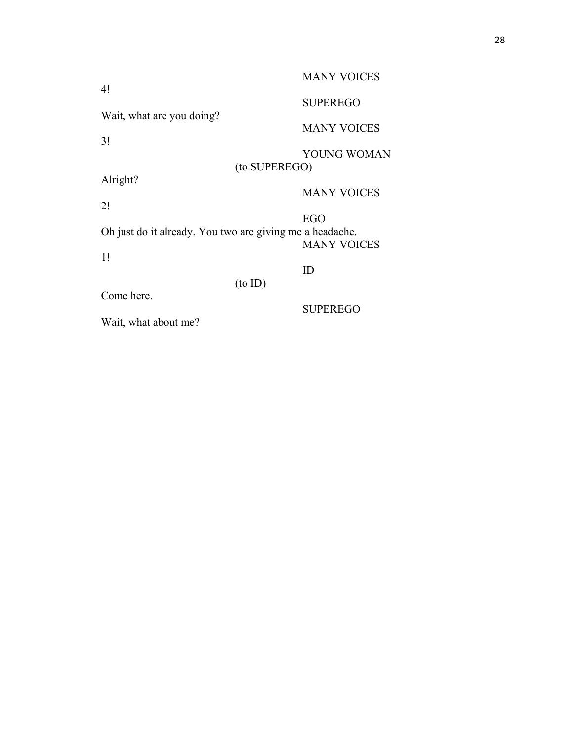MANY VOICES

4!

SUPEREGO

Wait, what are you doing?

MANY VOICES

3!

YOUNG WOMAN

(to SUPEREGO)

Alright?

MANY VOICES

2!

EGO

Oh just do it already. You two are giving me a headache.

MANY VOICES

1!

ID

(to ID)

Come here.

SUPEREGO

Wait, what about me?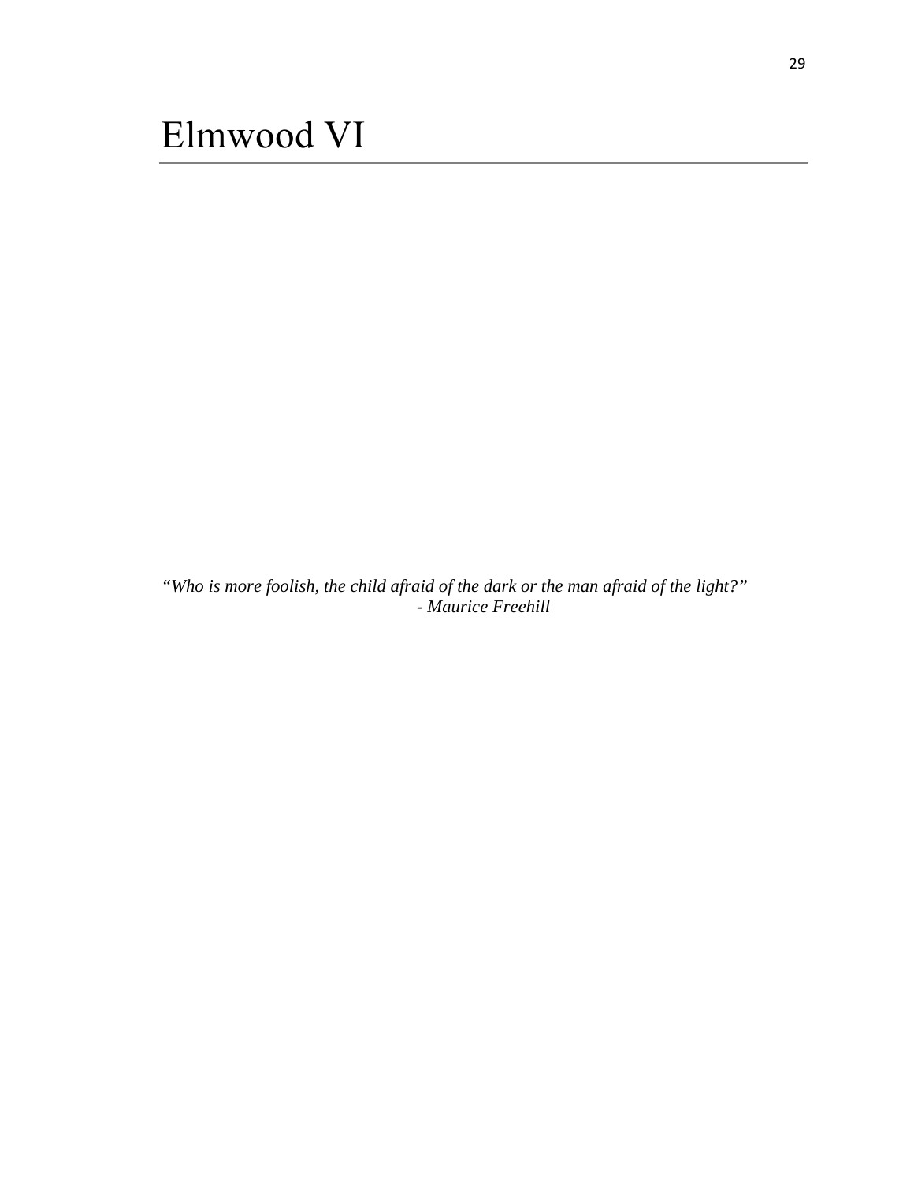# Elmwood VI

*"Who is more foolish, the child afraid of the dark or the man afraid of the light?"*
*- Maurice Freehill*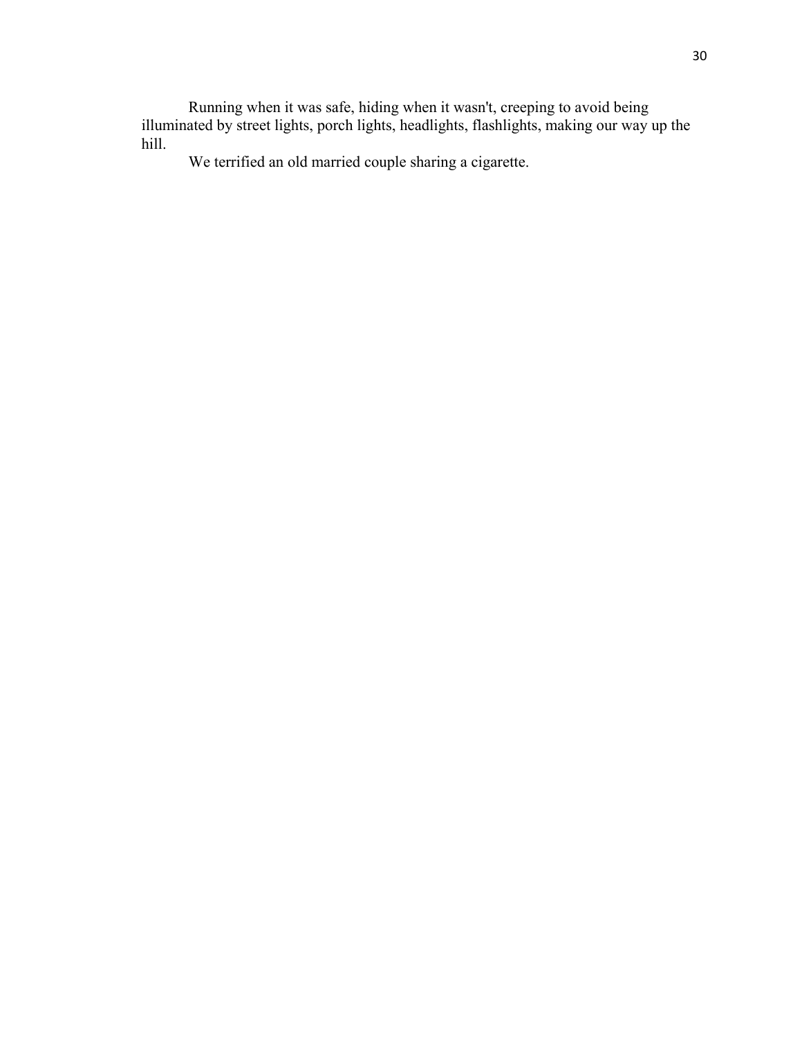Running when it was safe, hiding when it wasn't, creeping to avoid being illuminated by street lights, porch lights, headlights, flashlights, making our way up the hill.

We terrified an old married couple sharing a cigarette.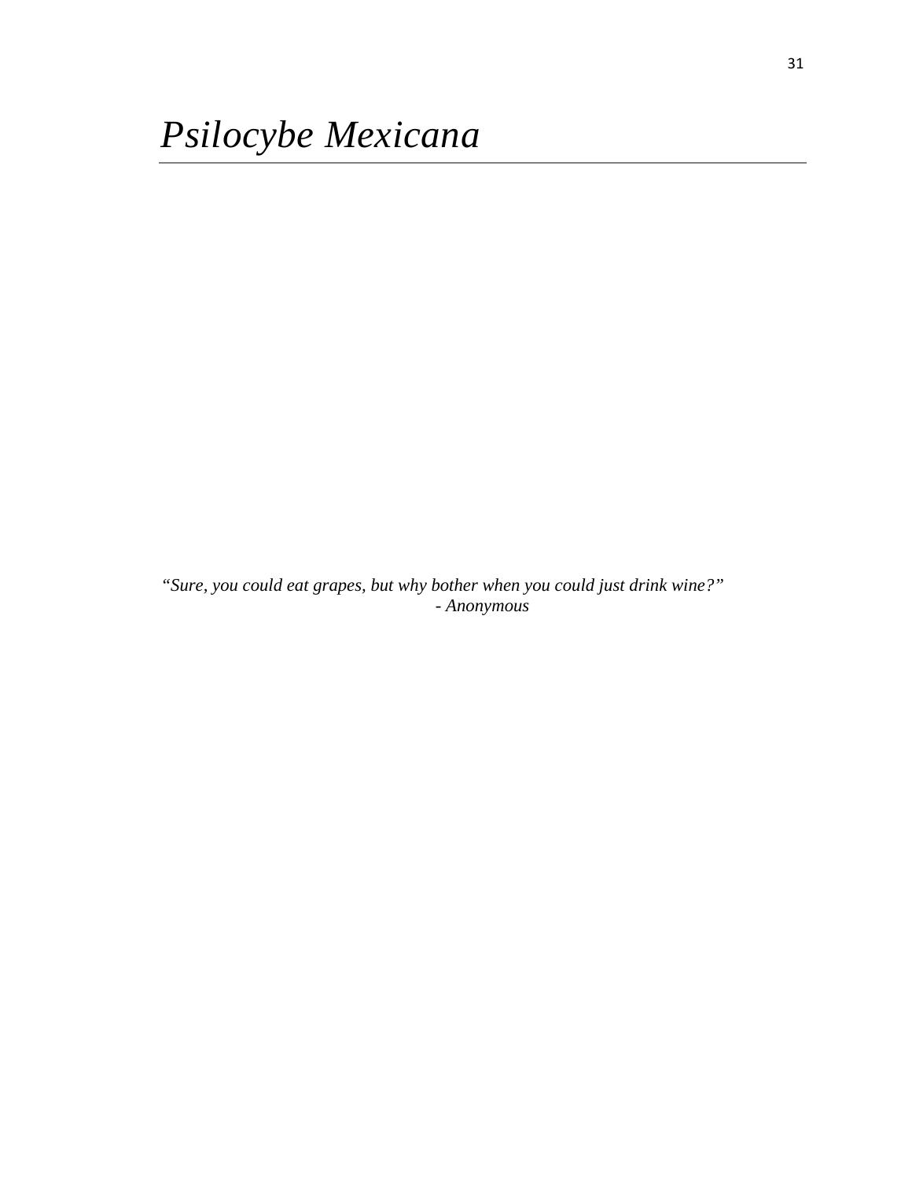# *Psilocybe Mexicana*

*"Sure, you could eat grapes, but why bother when you could just drink wine?"*
*- Anonymous*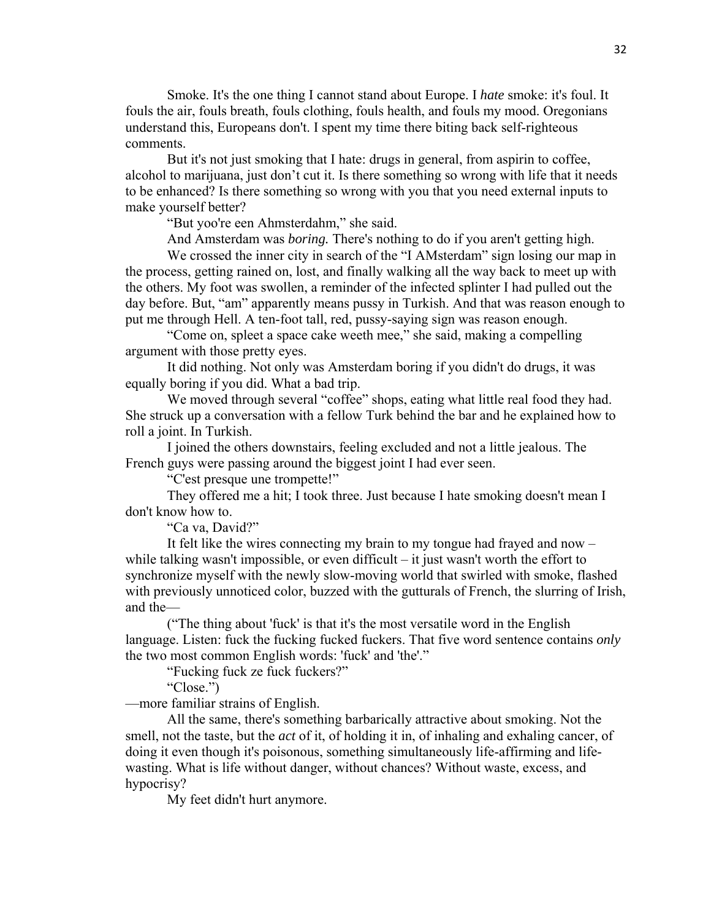Smoke. It's the one thing I cannot stand about Europe. I *hate* smoke: it's foul. It fouls the air, fouls breath, fouls clothing, fouls health, and fouls my mood. Oregonians understand this, Europeans don't. I spent my time there biting back self-righteous comments.

But it's not just smoking that I hate: drugs in general, from aspirin to coffee, alcohol to marijuana, just don't cut it. Is there something so wrong with life that it needs to be enhanced? Is there something so wrong with you that you need external inputs to make yourself better?

"But yoo're een Ahmsterdahm," she said.

And Amsterdam was *boring.* There's nothing to do if you aren't getting high.

We crossed the inner city in search of the "I AMsterdam" sign losing our map in the process, getting rained on, lost, and finally walking all the way back to meet up with the others. My foot was swollen, a reminder of the infected splinter I had pulled out the day before. But, "am" apparently means pussy in Turkish. And that was reason enough to put me through Hell. A ten-foot tall, red, pussy-saying sign was reason enough.

"Come on, spleet a space cake weeth mee," she said, making a compelling argument with those pretty eyes.

It did nothing. Not only was Amsterdam boring if you didn't do drugs, it was equally boring if you did. What a bad trip.

We moved through several "coffee" shops, eating what little real food they had. She struck up a conversation with a fellow Turk behind the bar and he explained how to roll a joint. In Turkish.

I joined the others downstairs, feeling excluded and not a little jealous. The French guys were passing around the biggest joint I had ever seen.

"C'est presque une trompette!"

They offered me a hit; I took three. Just because I hate smoking doesn't mean I don't know how to.

"Ca va, David?"

It felt like the wires connecting my brain to my tongue had frayed and now – while talking wasn't impossible, or even difficult – it just wasn't worth the effort to synchronize myself with the newly slow-moving world that swirled with smoke, flashed with previously unnoticed color, buzzed with the gutturals of French, the slurring of Irish, and the—

("The thing about 'fuck' is that it's the most versatile word in the English language. Listen: fuck the fucking fucked fuckers. That five word sentence contains *only* the two most common English words: 'fuck' and 'the'."

"Fucking fuck ze fuck fuckers?"

"Close.")

—more familiar strains of English.

All the same, there's something barbarically attractive about smoking. Not the smell, not the taste, but the *act* of it, of holding it in, of inhaling and exhaling cancer, of doing it even though it's poisonous, something simultaneously life-affirming and life-wasting. What is life without danger, without chances? Without waste, excess, and hypocrisy?

My feet didn't hurt anymore.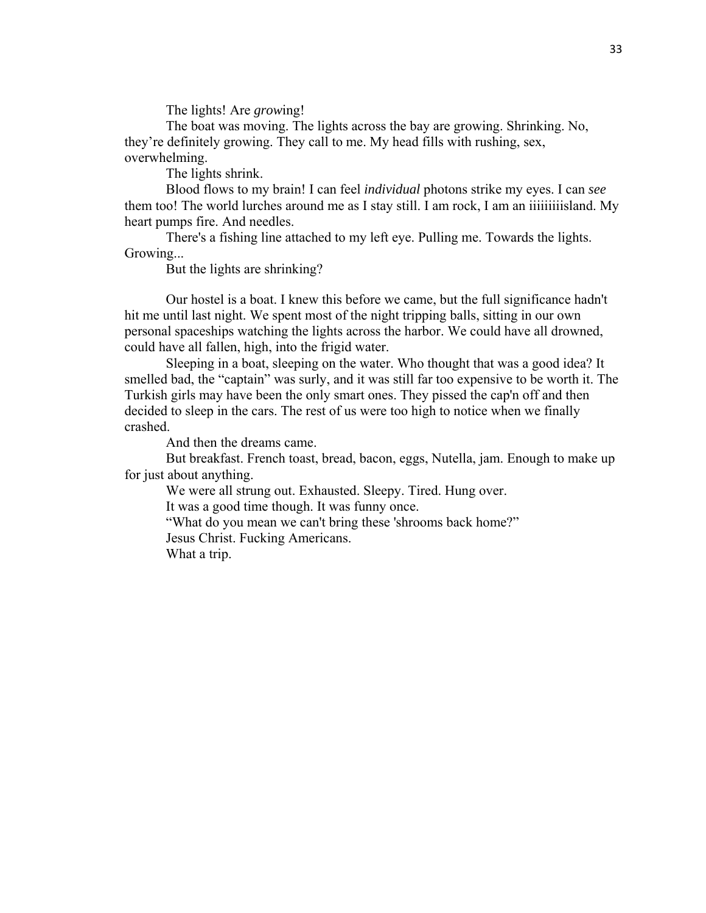The lights! Are *grow*ing!

The boat was moving. The lights across the bay are growing. Shrinking. No, they're definitely growing. They call to me. My head fills with rushing, sex, overwhelming.

The lights shrink.

Blood flows to my brain! I can feel *individual* photons strike my eyes. I can *see* them too! The world lurches around me as I stay still. I am rock, I am an iiiiiiiiisland. My heart pumps fire. And needles.

There's a fishing line attached to my left eye. Pulling me. Towards the lights. Growing...

But the lights are shrinking?

Our hostel is a boat. I knew this before we came, but the full significance hadn't hit me until last night. We spent most of the night tripping balls, sitting in our own personal spaceships watching the lights across the harbor. We could have all drowned, could have all fallen, high, into the frigid water.

Sleeping in a boat, sleeping on the water. Who thought that was a good idea? It smelled bad, the "captain" was surly, and it was still far too expensive to be worth it. The Turkish girls may have been the only smart ones. They pissed the cap'n off and then decided to sleep in the cars. The rest of us were too high to notice when we finally crashed.

And then the dreams came.

But breakfast. French toast, bread, bacon, eggs, Nutella, jam. Enough to make up for just about anything.

We were all strung out. Exhausted. Sleepy. Tired. Hung over.

It was a good time though. It was funny once.

"What do you mean we can't bring these 'shrooms back home?"

Jesus Christ. Fucking Americans.

What a trip.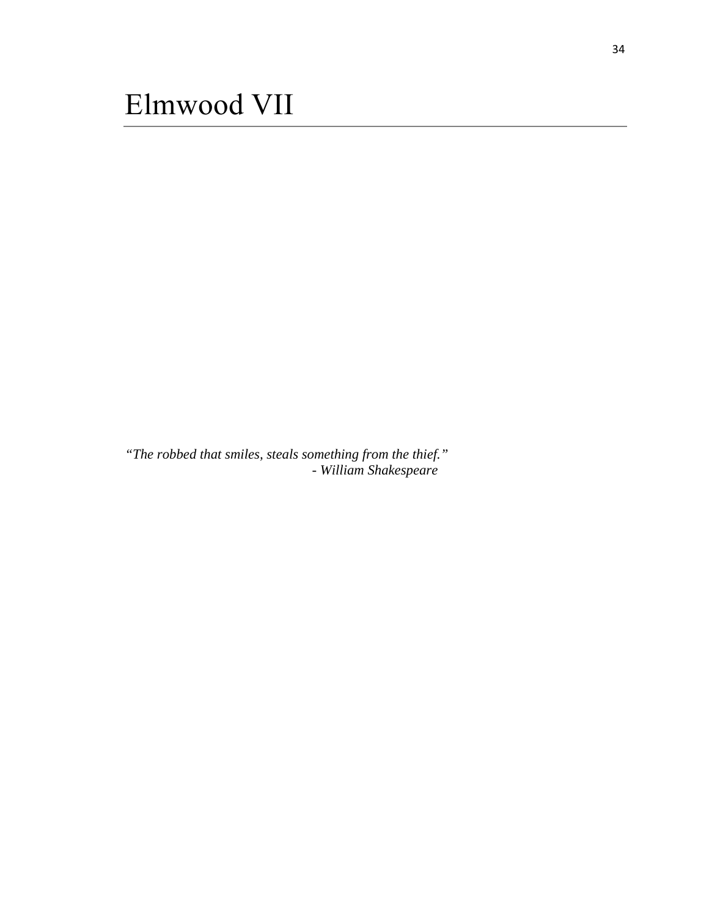# Elmwood VII

*"The robbed that smiles, steals something from the thief."*
*- William Shakespeare*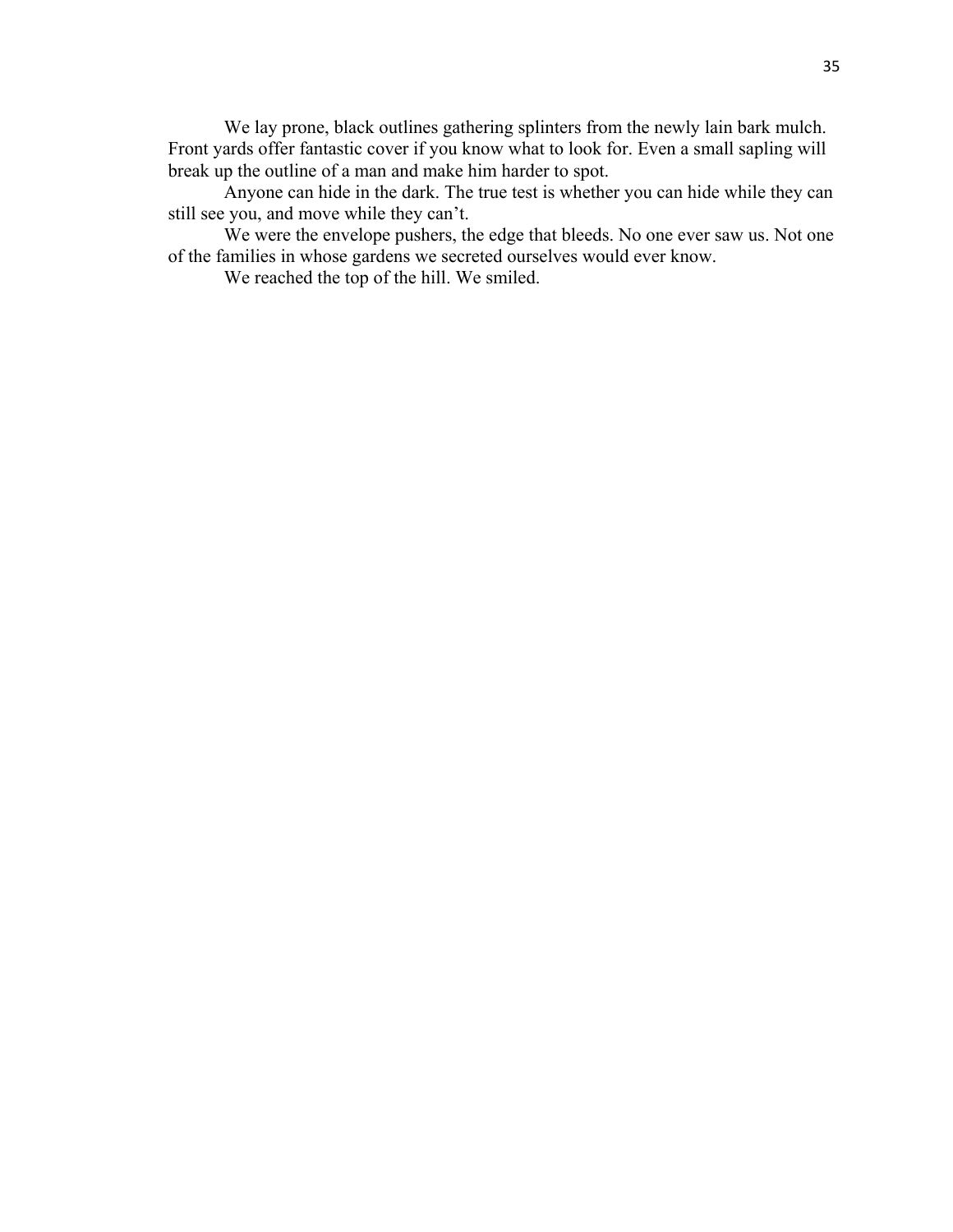We lay prone, black outlines gathering splinters from the newly lain bark mulch. Front yards offer fantastic cover if you know what to look for. Even a small sapling will break up the outline of a man and make him harder to spot.

Anyone can hide in the dark. The true test is whether you can hide while they can still see you, and move while they can't.

We were the envelope pushers, the edge that bleeds. No one ever saw us. Not one of the families in whose gardens we secreted ourselves would ever know.

We reached the top of the hill. We smiled.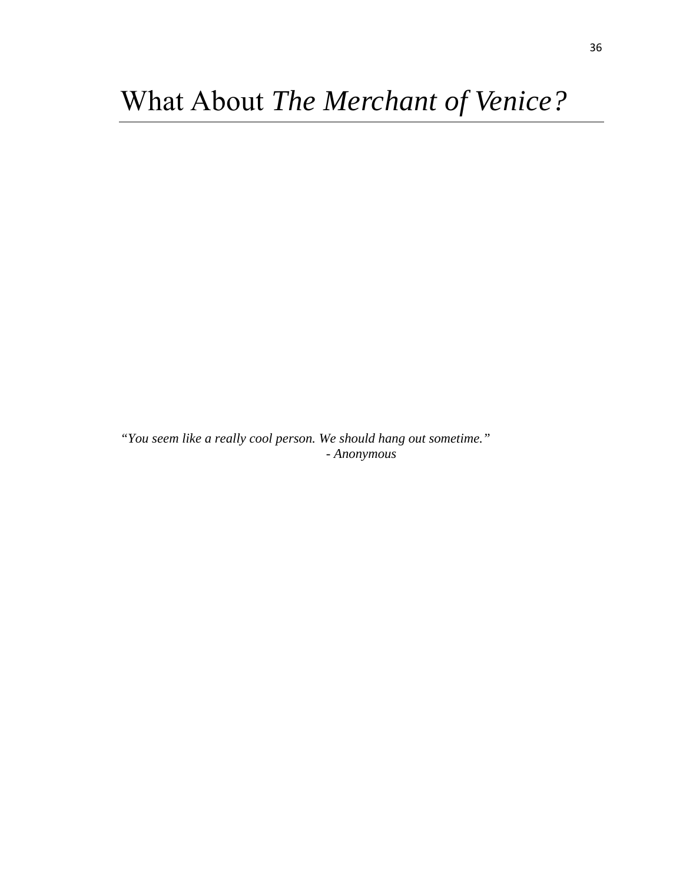# What About *The Merchant of Venice?*

*"You seem like a really cool person. We should hang out sometime."*
*- Anonymous*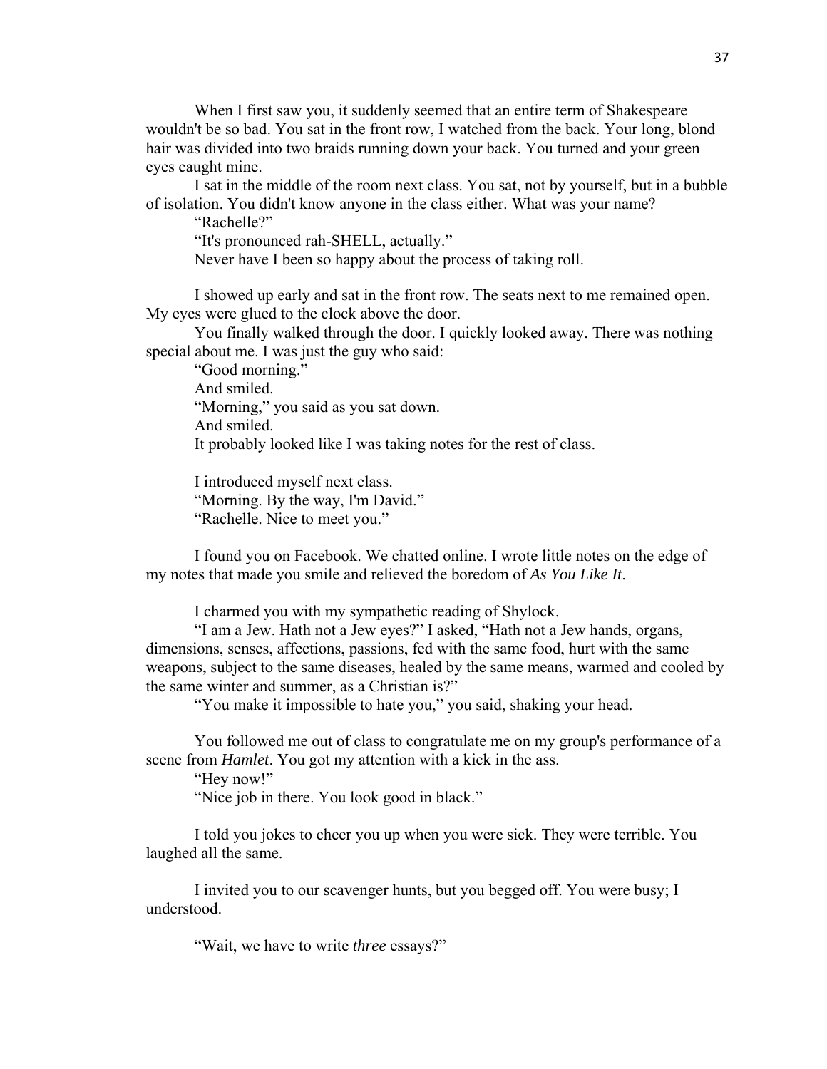When I first saw you, it suddenly seemed that an entire term of Shakespeare wouldn't be so bad. You sat in the front row, I watched from the back. Your long, blond hair was divided into two braids running down your back. You turned and your green eyes caught mine.

I sat in the middle of the room next class. You sat, not by yourself, but in a bubble of isolation. You didn't know anyone in the class either. What was your name?

"Rachelle?"

"It's pronounced rah-SHELL, actually."

Never have I been so happy about the process of taking roll.

I showed up early and sat in the front row. The seats next to me remained open. My eyes were glued to the clock above the door.

You finally walked through the door. I quickly looked away. There was nothing special about me. I was just the guy who said:

"Good morning."

And smiled.

"Morning," you said as you sat down.

And smiled.

It probably looked like I was taking notes for the rest of class.

I introduced myself next class.

"Morning. By the way, I'm David."

"Rachelle. Nice to meet you."

I found you on Facebook. We chatted online. I wrote little notes on the edge of my notes that made you smile and relieved the boredom of *As You Like It*.

I charmed you with my sympathetic reading of Shylock.

"I am a Jew. Hath not a Jew eyes?" I asked, "Hath not a Jew hands, organs, dimensions, senses, affections, passions, fed with the same food, hurt with the same weapons, subject to the same diseases, healed by the same means, warmed and cooled by the same winter and summer, as a Christian is?"

"You make it impossible to hate you," you said, shaking your head.

You followed me out of class to congratulate me on my group's performance of a scene from *Hamlet*. You got my attention with a kick in the ass.

"Hey now!"

"Nice job in there. You look good in black."

I told you jokes to cheer you up when you were sick. They were terrible. You laughed all the same.

I invited you to our scavenger hunts, but you begged off. You were busy; I understood.

"Wait, we have to write *three* essays?"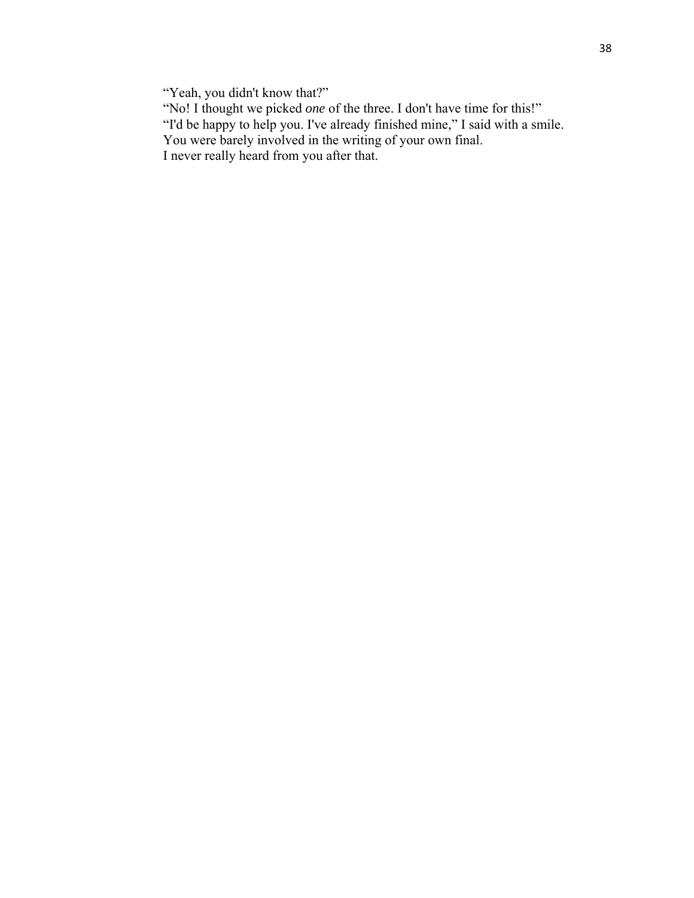“Yeah, you didn't know that?”

“No! I thought we picked *one* of the three. I don't have time for this!”

“I'd be happy to help you. I've already finished mine,” I said with a smile.

You were barely involved in the writing of your own final.

I never really heard from you after that.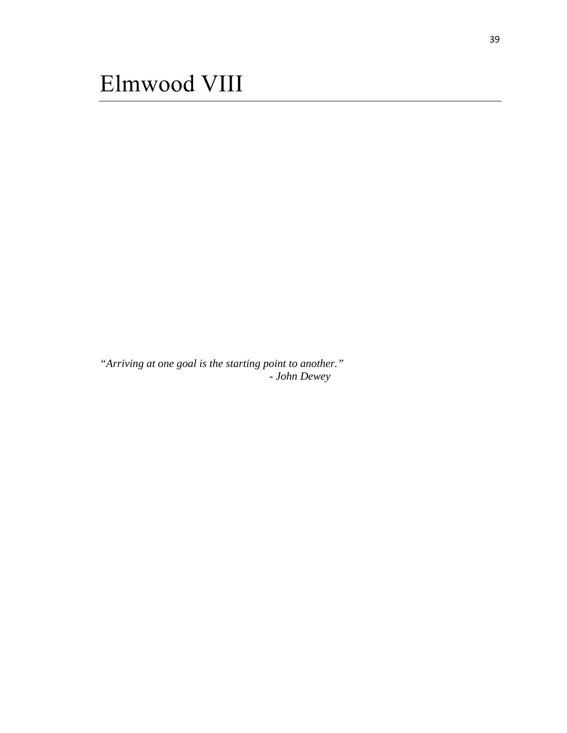# Elmwood VIII

*"Arriving at one goal is the starting point to another."*
*- John Dewey*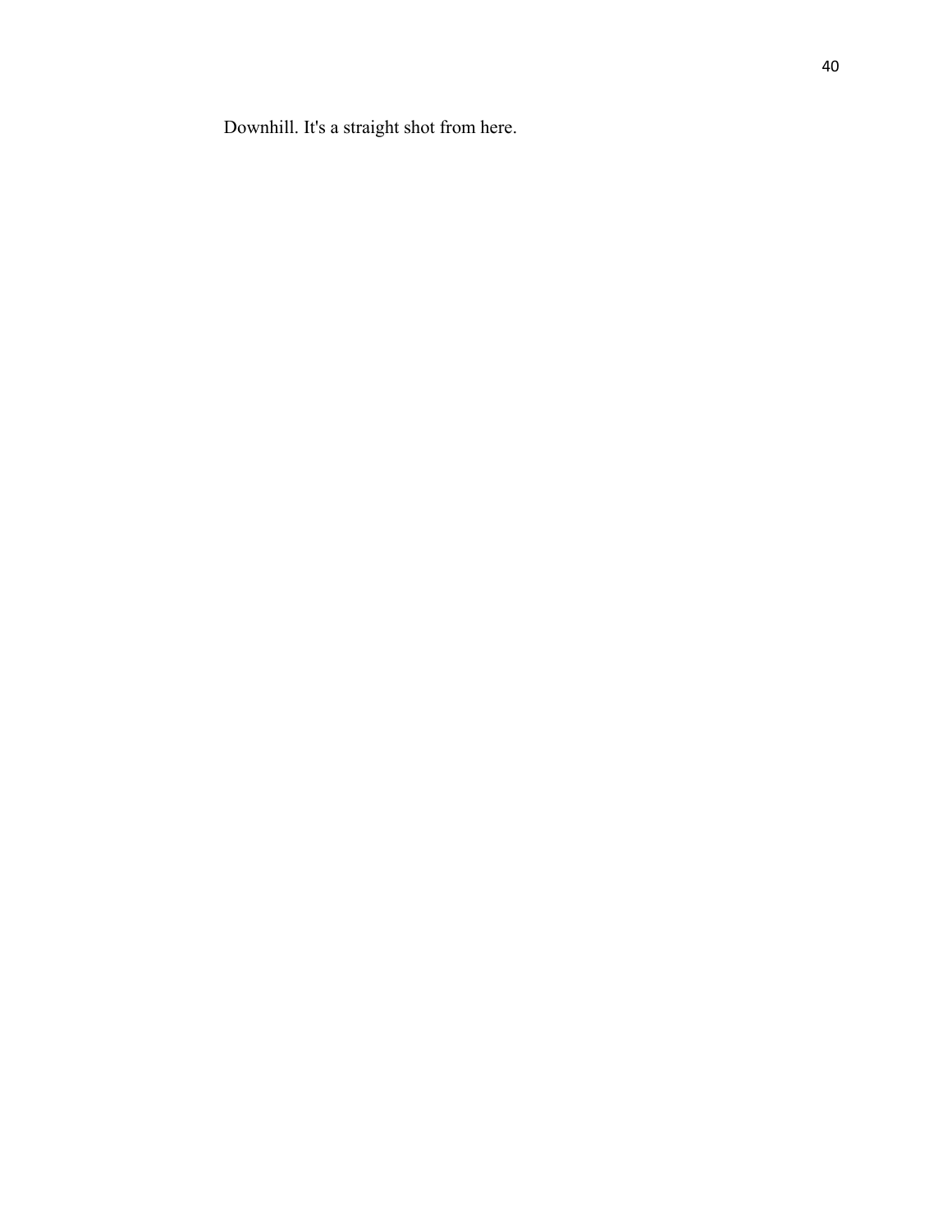Downhill. It's a straight shot from here.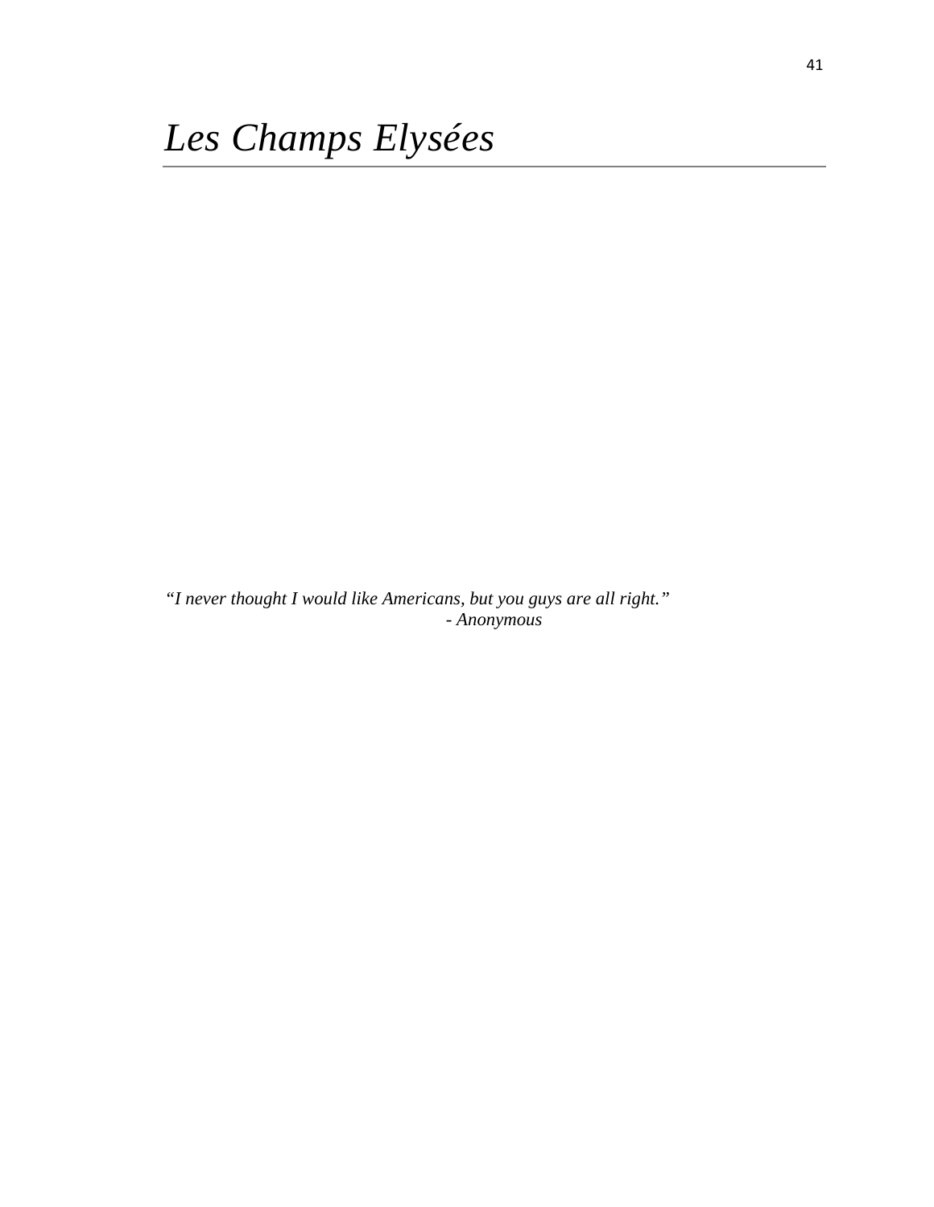# *Les Champs Elysées*

*"I never thought I would like Americans, but you guys are all right."*
*- Anonymous*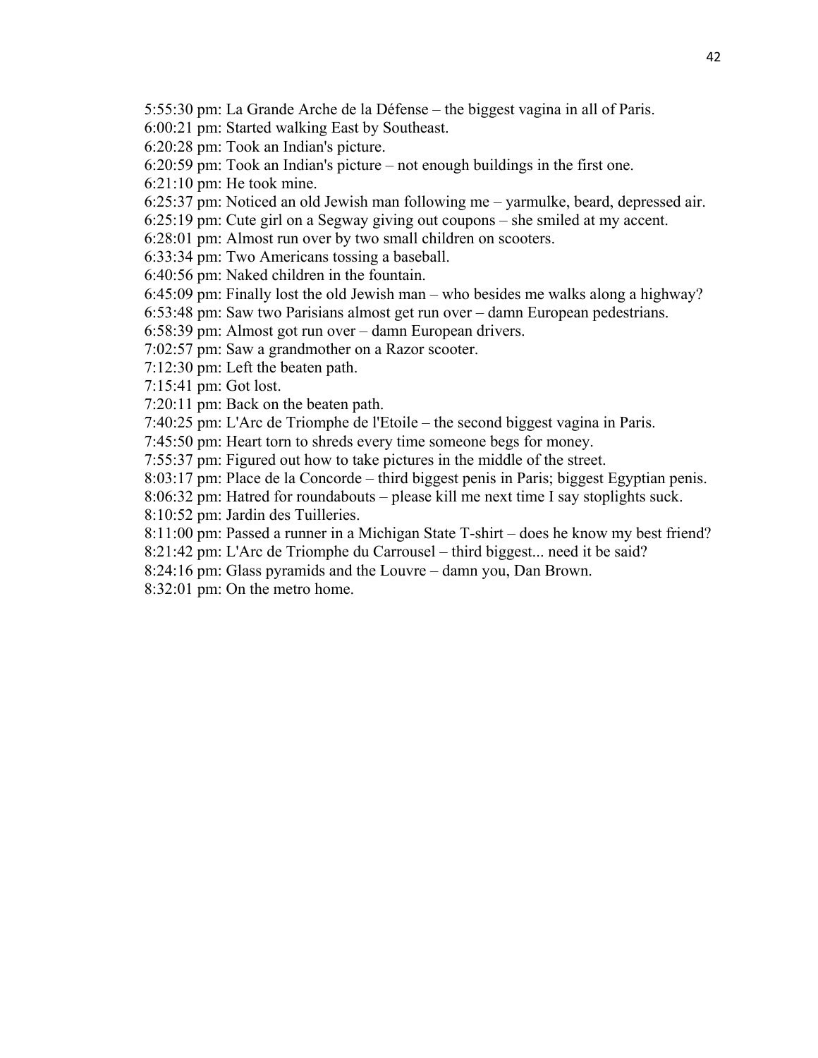5:55:30 pm: La Grande Arche de la Défense – the biggest vagina in all of Paris.
6:00:21 pm: Started walking East by Southeast.
6:20:28 pm: Took an Indian's picture.
6:20:59 pm: Took an Indian's picture – not enough buildings in the first one.
6:21:10 pm: He took mine.
6:25:37 pm: Noticed an old Jewish man following me – yarmulke, beard, depressed air.
6:25:19 pm: Cute girl on a Segway giving out coupons – she smiled at my accent.
6:28:01 pm: Almost run over by two small children on scooters.
6:33:34 pm: Two Americans tossing a baseball.
6:40:56 pm: Naked children in the fountain.
6:45:09 pm: Finally lost the old Jewish man – who besides me walks along a highway?
6:53:48 pm: Saw two Parisians almost get run over – damn European pedestrians.
6:58:39 pm: Almost got run over – damn European drivers.
7:02:57 pm: Saw a grandmother on a Razor scooter.
7:12:30 pm: Left the beaten path.
7:15:41 pm: Got lost.
7:20:11 pm: Back on the beaten path.
7:40:25 pm: L'Arc de Triomphe de l'Etoile – the second biggest vagina in Paris.
7:45:50 pm: Heart torn to shreds every time someone begs for money.
7:55:37 pm: Figured out how to take pictures in the middle of the street.
8:03:17 pm: Place de la Concorde – third biggest penis in Paris; biggest Egyptian penis.
8:06:32 pm: Hatred for roundabouts – please kill me next time I say stoplights suck.
8:10:52 pm: Jardin des Tuilleries.
8:11:00 pm: Passed a runner in a Michigan State T-shirt – does he know my best friend?
8:21:42 pm: L'Arc de Triomphe du Carrousel – third biggest... need it be said?
8:24:16 pm: Glass pyramids and the Louvre – damn you, Dan Brown.
8:32:01 pm: On the metro home.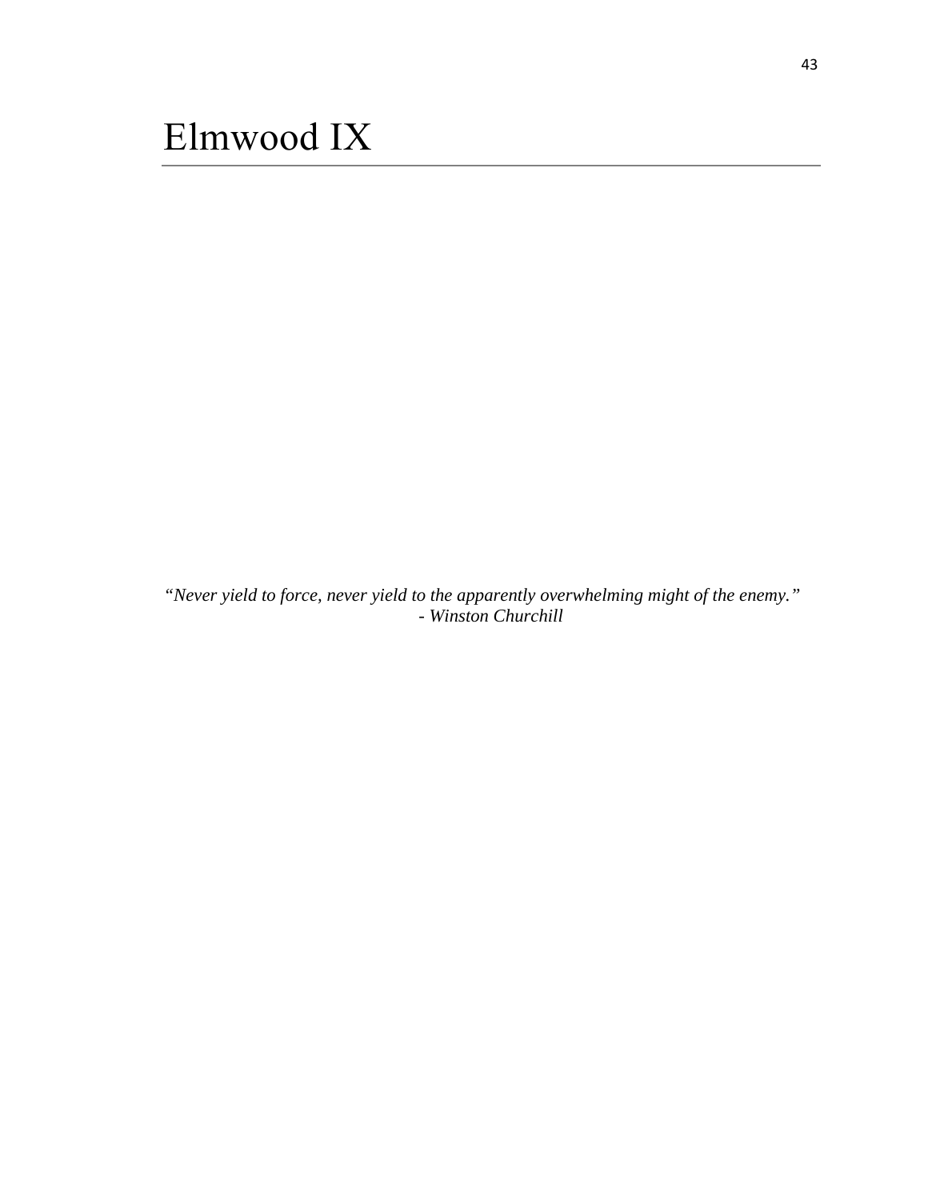# Elmwood IX

*"Never yield to force, never yield to the apparently overwhelming might of the enemy."*
*- Winston Churchill*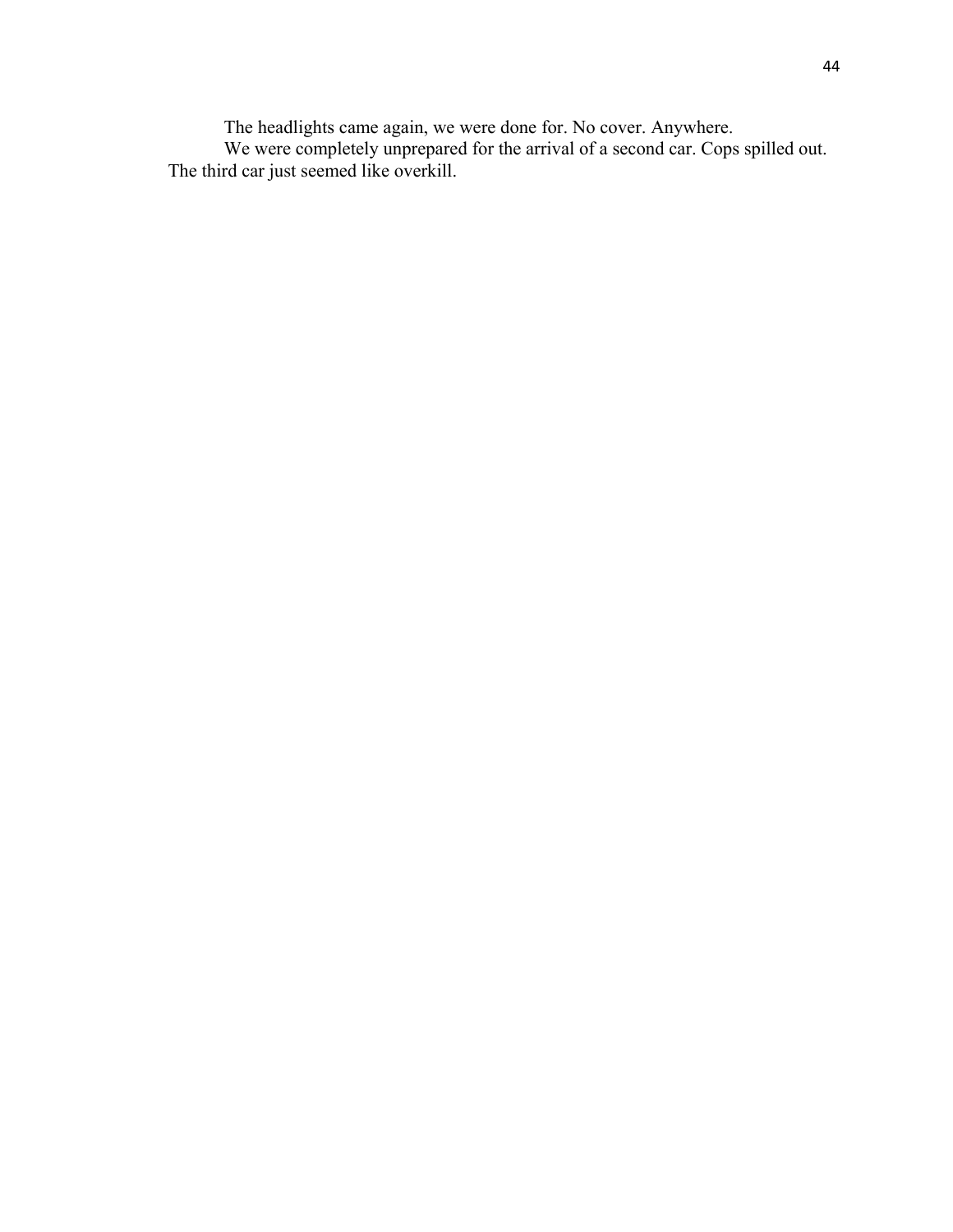The headlights came again, we were done for. No cover. Anywhere.

We were completely unprepared for the arrival of a second car. Cops spilled out. The third car just seemed like overkill.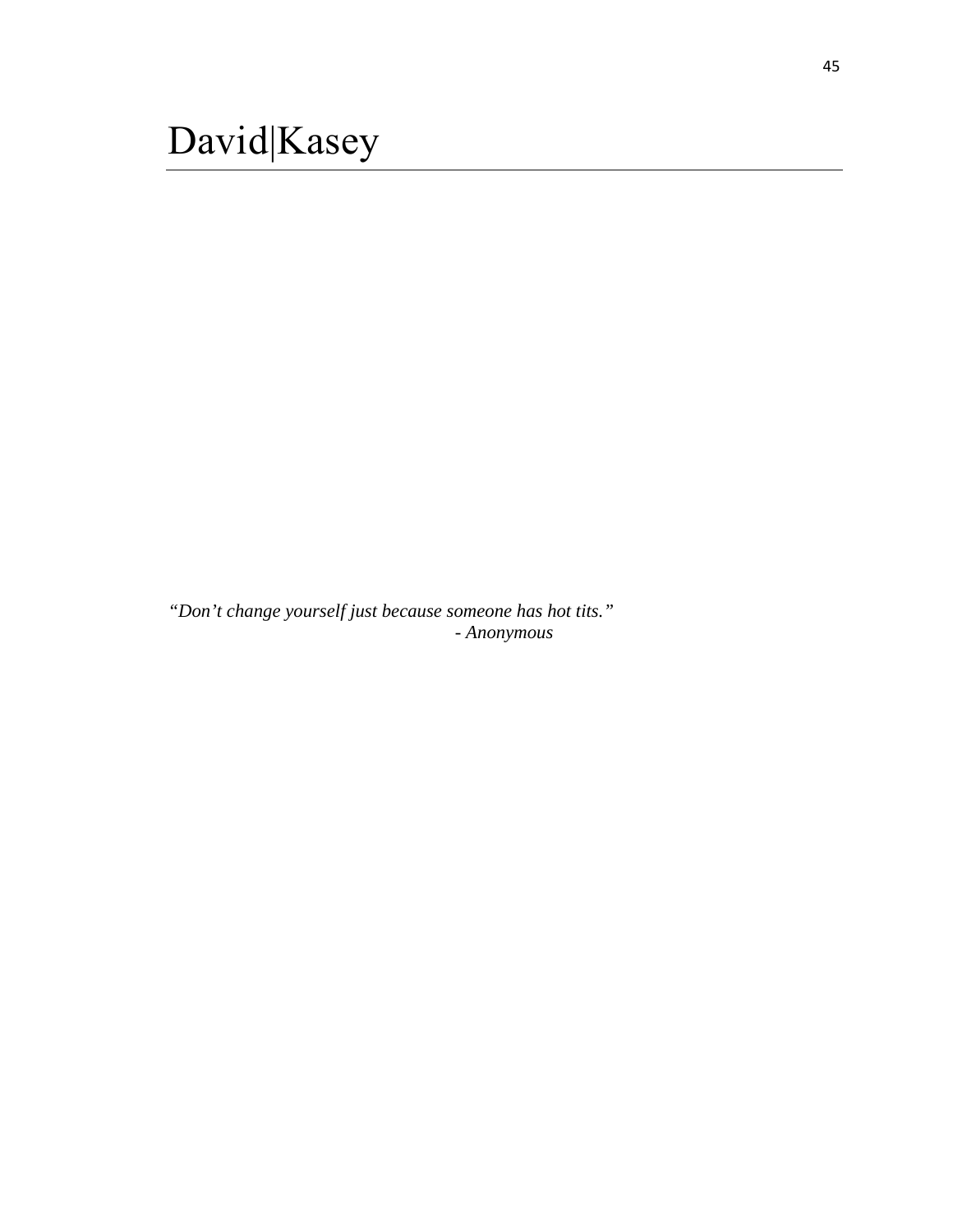# David|Kasey

*"Don't change yourself just because someone has hot tits."*

*- Anonymous*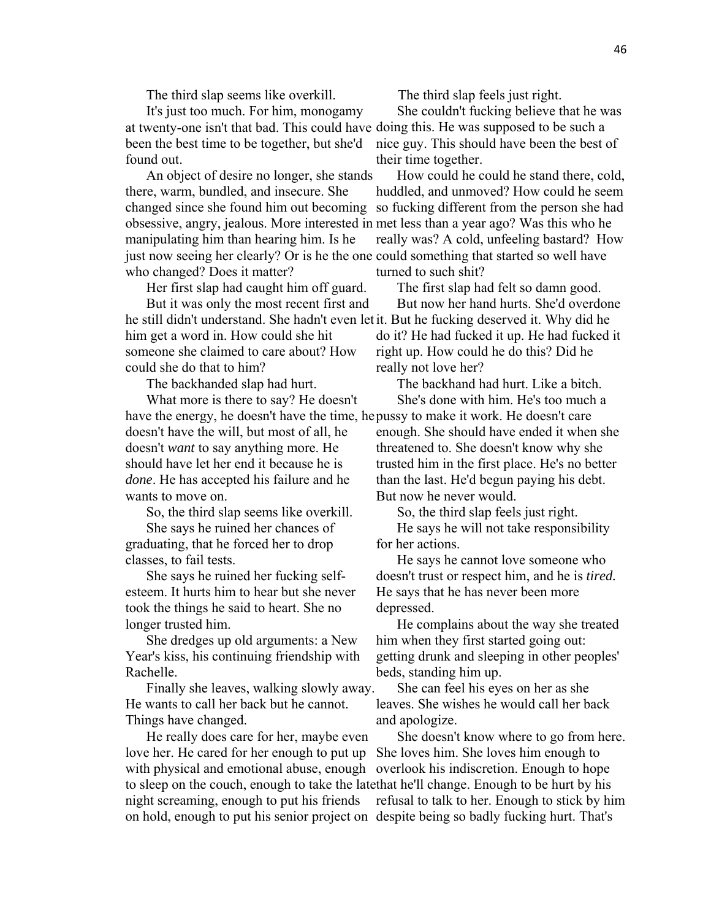The third slap seems like overkill.

It's just too much. For him, monogamy at twenty-one isn't that bad. This could have been the best time to be together, but she'd found out.

An object of desire no longer, she stands there, warm, bundled, and insecure. She changed since she found him out becoming obsessive, angry, jealous. More interested in manipulating him than hearing him. Is he just now seeing her clearly? Or is he the one who changed? Does it matter?

Her first slap had caught him off guard.

But it was only the most recent first and he still didn't understand. She hadn't even let him get a word in. How could she hit someone she claimed to care about? How could she do that to him?

The backhanded slap had hurt.

What more is there to say? He doesn't have the energy, he doesn't have the time, he doesn't have the will, but most of all, he doesn't *want* to say anything more. He should have let her end it because he is *done*. He has accepted his failure and he wants to move on.

So, the third slap seems like overkill.

She says he ruined her chances of graduating, that he forced her to drop classes, to fail tests.

She says he ruined her fucking self-esteem. It hurts him to hear but she never took the things he said to heart. She no longer trusted him.

She dredges up old arguments: a New Year's kiss, his continuing friendship with Rachelle.

Finally she leaves, walking slowly away. He wants to call her back but he cannot. Things have changed.

He really does care for her, maybe even love her. He cared for her enough to put up with physical and emotional abuse, enough to sleep on the couch, enough to take the late night screaming, enough to put his friends on hold, enough to put his senior project on

The third slap feels just right.

She couldn't fucking believe that he was doing this. He was supposed to be such a nice guy. This should have been the best of their time together.

How could he could he stand there, cold, huddled, and unmoved? How could he seem so fucking different from the person she had met less than a year ago? Was this who he really was? A cold, unfeeling bastard? How could something that started so well have turned to such shit?

The first slap had felt so damn good.

But now her hand hurts. She'd overdone it. But he fucking deserved it. Why did he do it? He had fucked it up. He had fucked it right up. How could he do this? Did he really not love her?

The backhand had hurt. Like a bitch.

She's done with him. He's too much a pussy to make it work. He doesn't care enough. She should have ended it when she threatened to. She doesn't know why she trusted him in the first place. He's no better than the last. He'd begun paying his debt. But now he never would.

So, the third slap feels just right.

He says he will not take responsibility for her actions.

He says he cannot love someone who doesn't trust or respect him, and he is *tired.* He says that he has never been more depressed.

He complains about the way she treated him when they first started going out: getting drunk and sleeping in other peoples' beds, standing him up.

She can feel his eyes on her as she leaves. She wishes he would call her back and apologize.

She doesn't know where to go from here. She loves him. She loves him enough to overlook his indiscretion. Enough to hope that he'll change. Enough to be hurt by his refusal to talk to her. Enough to stick by him despite being so badly fucking hurt. That's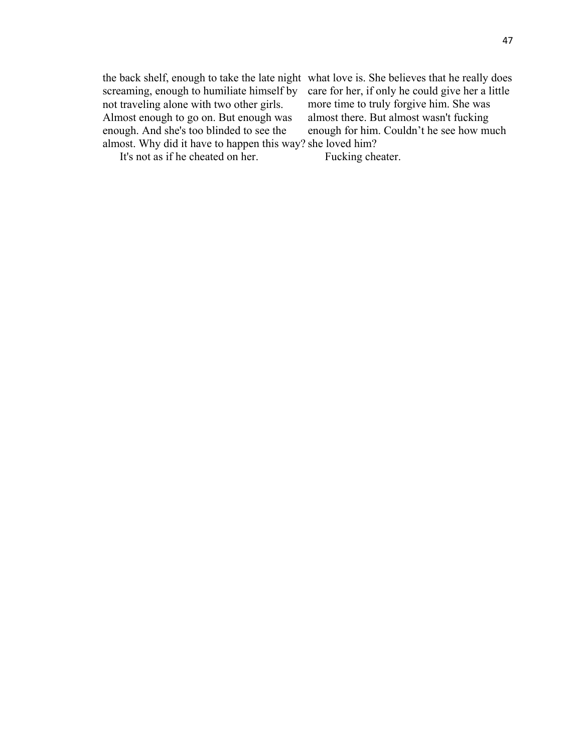the back shelf, enough to take the late night screaming, enough to humiliate himself by not traveling alone with two other girls. Almost enough to go on. But enough was enough. And she's too blinded to see the almost. Why did it have to happen this way?

It's not as if he cheated on her.

what love is. She believes that he really does care for her, if only he could give her a little more time to truly forgive him. She was almost there. But almost wasn't fucking enough for him. Couldn't he see how much she loved him?

Fucking cheater.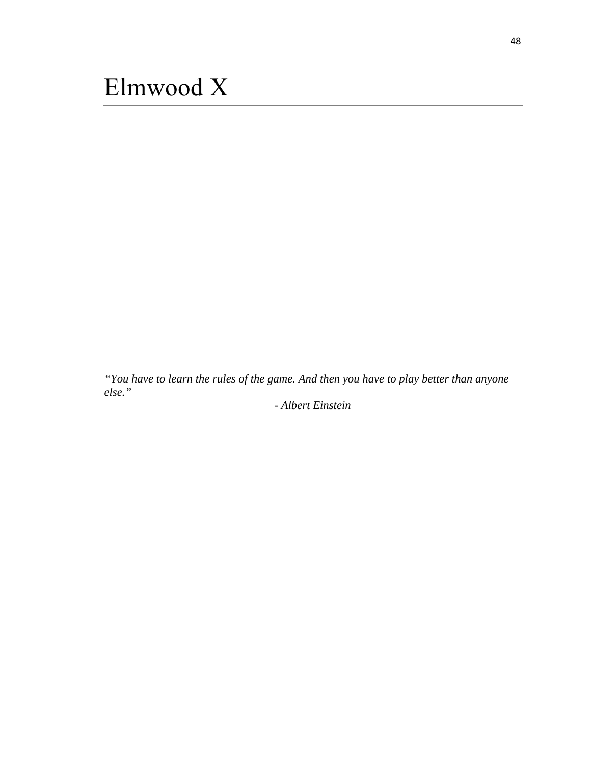# Elmwood X

*"You have to learn the rules of the game. And then you have to play better than anyone else."*

*- Albert Einstein*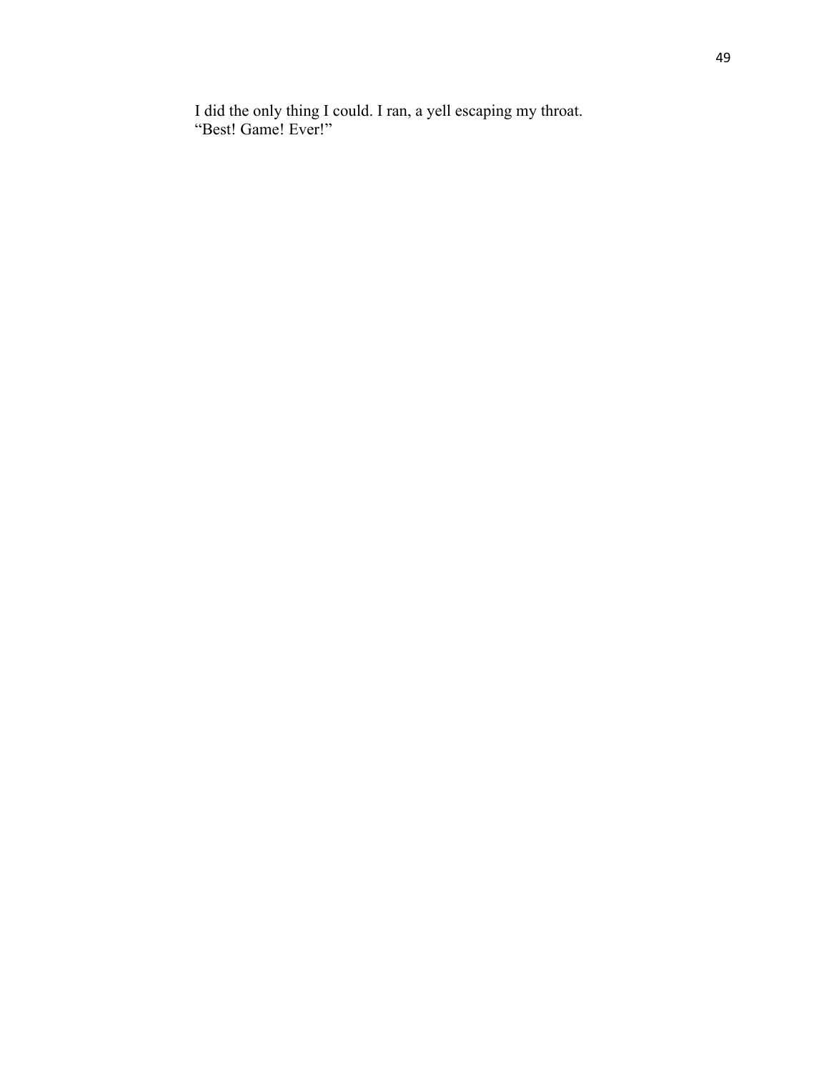I did the only thing I could. I ran, a yell escaping my throat.
“Best! Game! Ever!”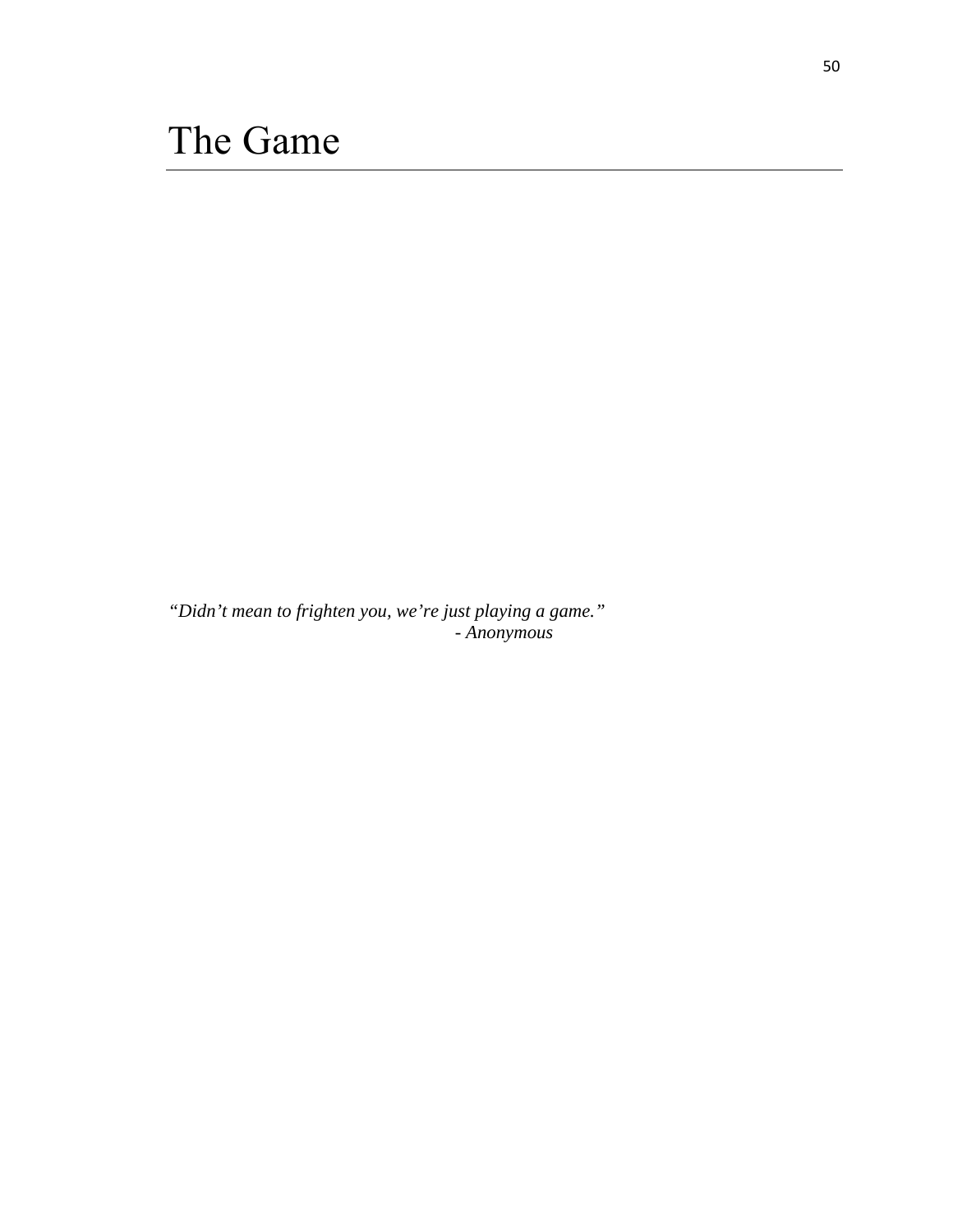# The Game

*"Didn't mean to frighten you, we're just playing a game."*
*- Anonymous*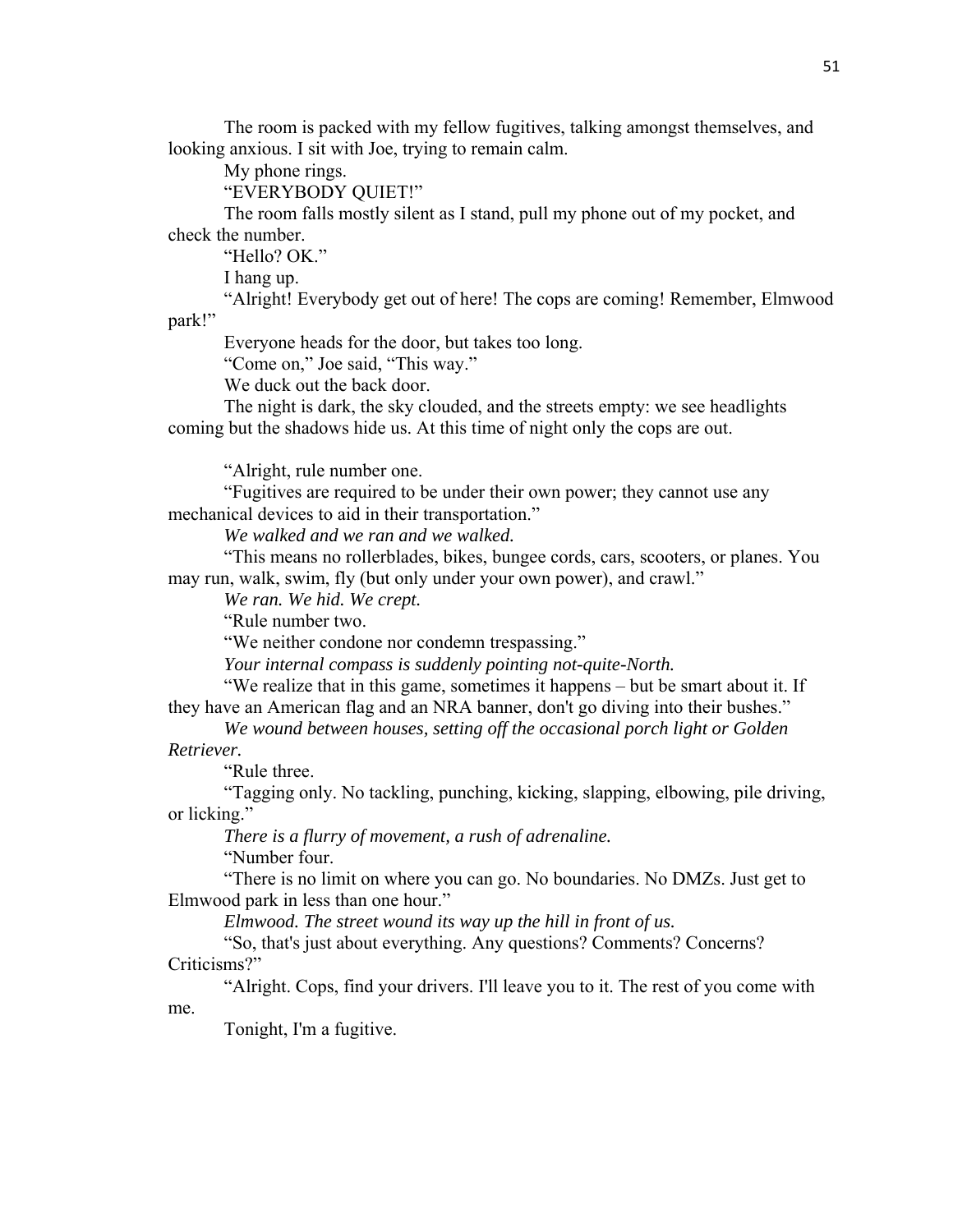The room is packed with my fellow fugitives, talking amongst themselves, and looking anxious. I sit with Joe, trying to remain calm.

My phone rings.

"EVERYBODY QUIET!"

The room falls mostly silent as I stand, pull my phone out of my pocket, and check the number.

"Hello? OK."

I hang up.

"Alright! Everybody get out of here! The cops are coming! Remember, Elmwood park!"

Everyone heads for the door, but takes too long.

"Come on," Joe said, "This way."

We duck out the back door.

The night is dark, the sky clouded, and the streets empty: we see headlights coming but the shadows hide us. At this time of night only the cops are out.

"Alright, rule number one.

"Fugitives are required to be under their own power; they cannot use any mechanical devices to aid in their transportation."

*We walked and we ran and we walked.*

"This means no rollerblades, bikes, bungee cords, cars, scooters, or planes. You may run, walk, swim, fly (but only under your own power), and crawl."

*We ran. We hid. We crept.*

"Rule number two.

"We neither condone nor condemn trespassing."

*Your internal compass is suddenly pointing not-quite-North.*

"We realize that in this game, sometimes it happens – but be smart about it. If they have an American flag and an NRA banner, don't go diving into their bushes."

*We wound between houses, setting off the occasional porch light or Golden Retriever.*

"Rule three.

"Tagging only. No tackling, punching, kicking, slapping, elbowing, pile driving, or licking."

*There is a flurry of movement, a rush of adrenaline.*

"Number four.

"There is no limit on where you can go. No boundaries. No DMZs. Just get to Elmwood park in less than one hour."

*Elmwood. The street wound its way up the hill in front of us.*

"So, that's just about everything. Any questions? Comments? Concerns? Criticisms?"

"Alright. Cops, find your drivers. I'll leave you to it. The rest of you come with me.

Tonight, I'm a fugitive.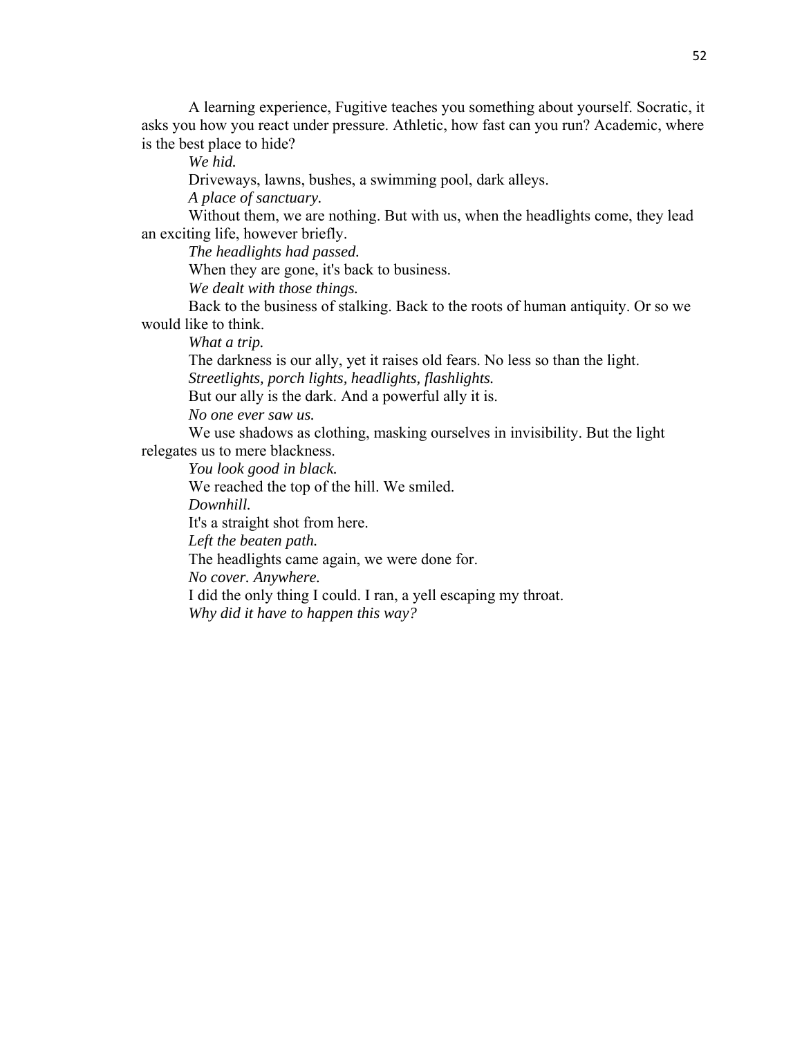A learning experience, Fugitive teaches you something about yourself. Socratic, it asks you how you react under pressure. Athletic, how fast can you run? Academic, where is the best place to hide?

*We hid.*

Driveways, lawns, bushes, a swimming pool, dark alleys.

*A place of sanctuary.*

Without them, we are nothing. But with us, when the headlights come, they lead an exciting life, however briefly.

*The headlights had passed.*

When they are gone, it's back to business.

*We dealt with those things.*

Back to the business of stalking. Back to the roots of human antiquity. Or so we would like to think.

*What a trip.*

The darkness is our ally, yet it raises old fears. No less so than the light.

*Streetlights, porch lights, headlights, flashlights.*

But our ally is the dark. And a powerful ally it is.

*No one ever saw us.*

We use shadows as clothing, masking ourselves in invisibility. But the light relegates us to mere blackness.

*You look good in black.*

We reached the top of the hill. We smiled.

*Downhill.*

It's a straight shot from here.

*Left the beaten path.*

The headlights came again, we were done for.

*No cover. Anywhere.*

I did the only thing I could. I ran, a yell escaping my throat.

*Why did it have to happen this way?*